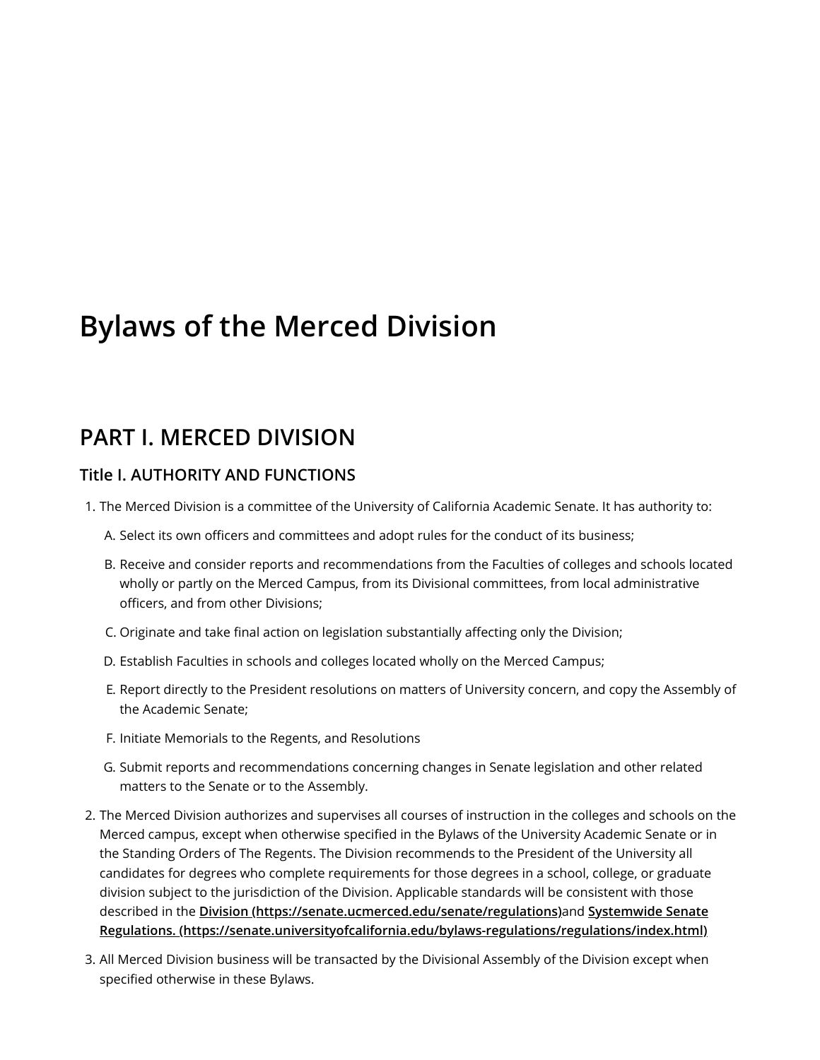# Bylaws of the Merced Division

## PART I. MERCED DIVISION

### Title I. AUTHORITY AND FUNCTIONS

1. The Merced Division is a committee of the University of California Academic Senate. It has authority to:
   - A. Select its own officers and committees and adopt rules for the conduct of its business;
   - B. Receive and consider reports and recommendations from the Faculties of colleges and schools located wholly or partly on the Merced Campus, from its Divisional committees, from local administrative officers, and from other Divisions;
   - C. Originate and take final action on legislation substantially affecting only the Division;
   - D. Establish Faculties in schools and colleges located wholly on the Merced Campus;
   - E. Report directly to the President resolutions on matters of University concern, and copy the Assembly of the Academic Senate;
   - F. Initiate Memorials to the Regents, and Resolutions
   - G. Submit reports and recommendations concerning changes in Senate legislation and other related matters to the Senate or to the Assembly.
2. The Merced Division authorizes and supervises all courses of instruction in the colleges and schools on the Merced campus, except when otherwise specified in the Bylaws of the University Academic Senate or in the Standing Orders of The Regents. The Division recommends to the President of the University all candidates for degrees who complete requirements for those degrees in a school, college, or graduate division subject to the jurisdiction of the Division. Applicable standards will be consistent with those described in the **Division (https://senate.ucmerced.edu/senate/regulations)** and **Systemwide Senate Regulations. (https://senate.universityofcalifornia.edu/bylaws-regulations/regulations/index.html)**
3. All Merced Division business will be transacted by the Divisional Assembly of the Division except when specified otherwise in these Bylaws.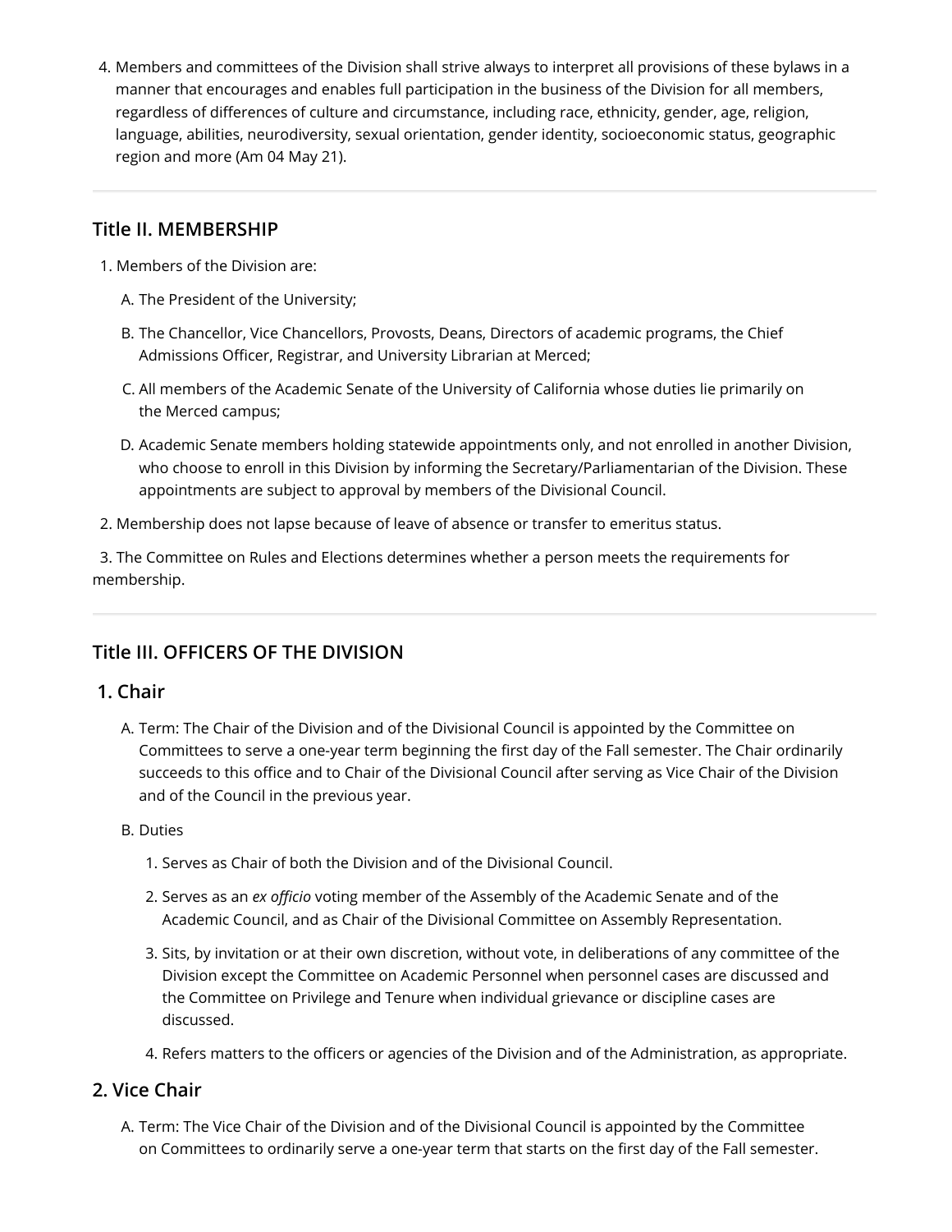4. Members and committees of the Division shall strive always to interpret all provisions of these bylaws in a manner that encourages and enables full participation in the business of the Division for all members, regardless of differences of culture and circumstance, including race, ethnicity, gender, age, religion, language, abilities, neurodiversity, sexual orientation, gender identity, socioeconomic status, geographic region and more (Am 04 May 21).

---

## Title II. MEMBERSHIP

1. Members of the Division are:

   A. The President of the University;

   B. The Chancellor, Vice Chancellors, Provosts, Deans, Directors of academic programs, the Chief Admissions Officer, Registrar, and University Librarian at Merced;

   C. All members of the Academic Senate of the University of California whose duties lie primarily on the Merced campus;

   D. Academic Senate members holding statewide appointments only, and not enrolled in another Division, who choose to enroll in this Division by informing the Secretary/Parliamentarian of the Division. These appointments are subject to approval by members of the Divisional Council.

2. Membership does not lapse because of leave of absence or transfer to emeritus status.

3. The Committee on Rules and Elections determines whether a person meets the requirements for membership.

---

## Title III. OFFICERS OF THE DIVISION

### 1. Chair

A. Term: The Chair of the Division and of the Divisional Council is appointed by the Committee on Committees to serve a one-year term beginning the first day of the Fall semester. The Chair ordinarily succeeds to this office and to Chair of the Divisional Council after serving as Vice Chair of the Division and of the Council in the previous year.

B. Duties

   1. Serves as Chair of both the Division and of the Divisional Council.

   2. Serves as an *ex officio* voting member of the Assembly of the Academic Senate and of the Academic Council, and as Chair of the Divisional Committee on Assembly Representation.

   3. Sits, by invitation or at their own discretion, without vote, in deliberations of any committee of the Division except the Committee on Academic Personnel when personnel cases are discussed and the Committee on Privilege and Tenure when individual grievance or discipline cases are discussed.

   4. Refers matters to the officers or agencies of the Division and of the Administration, as appropriate.

### 2. Vice Chair

A. Term: The Vice Chair of the Division and of the Divisional Council is appointed by the Committee on Committees to ordinarily serve a one-year term that starts on the first day of the Fall semester.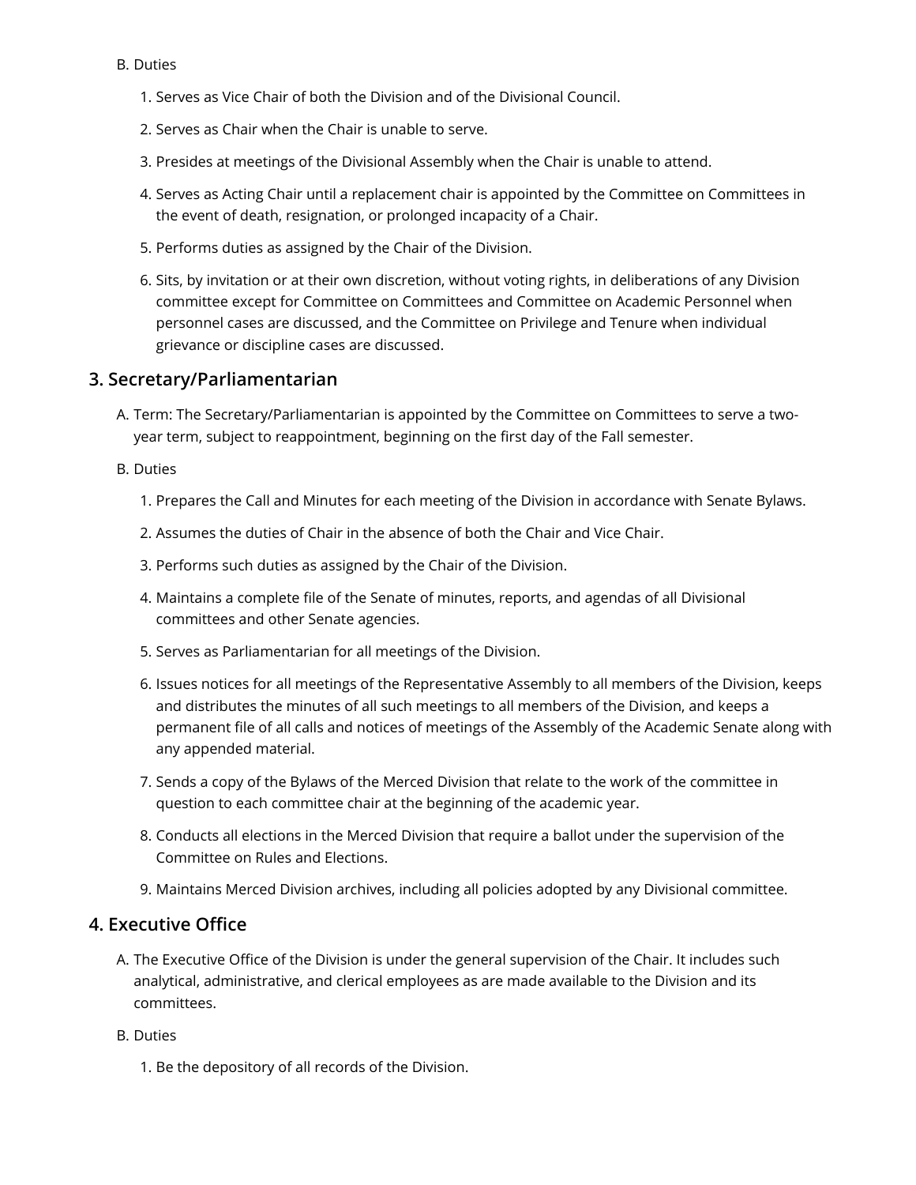B. Duties

1. Serves as Vice Chair of both the Division and of the Divisional Council.
2. Serves as Chair when the Chair is unable to serve.
3. Presides at meetings of the Divisional Assembly when the Chair is unable to attend.
4. Serves as Acting Chair until a replacement chair is appointed by the Committee on Committees in the event of death, resignation, or prolonged incapacity of a Chair.
5. Performs duties as assigned by the Chair of the Division.
6. Sits, by invitation or at their own discretion, without voting rights, in deliberations of any Division committee except for Committee on Committees and Committee on Academic Personnel when personnel cases are discussed, and the Committee on Privilege and Tenure when individual grievance or discipline cases are discussed.

## 3. Secretary/Parliamentarian

A. Term: The Secretary/Parliamentarian is appointed by the Committee on Committees to serve a two-year term, subject to reappointment, beginning on the first day of the Fall semester.

B. Duties

1. Prepares the Call and Minutes for each meeting of the Division in accordance with Senate Bylaws.
2. Assumes the duties of Chair in the absence of both the Chair and Vice Chair.
3. Performs such duties as assigned by the Chair of the Division.
4. Maintains a complete file of the Senate of minutes, reports, and agendas of all Divisional committees and other Senate agencies.
5. Serves as Parliamentarian for all meetings of the Division.
6. Issues notices for all meetings of the Representative Assembly to all members of the Division, keeps and distributes the minutes of all such meetings to all members of the Division, and keeps a permanent file of all calls and notices of meetings of the Assembly of the Academic Senate along with any appended material.
7. Sends a copy of the Bylaws of the Merced Division that relate to the work of the committee in question to each committee chair at the beginning of the academic year.
8. Conducts all elections in the Merced Division that require a ballot under the supervision of the Committee on Rules and Elections.
9. Maintains Merced Division archives, including all policies adopted by any Divisional committee.

## 4. Executive Office

A. The Executive Office of the Division is under the general supervision of the Chair. It includes such analytical, administrative, and clerical employees as are made available to the Division and its committees.

B. Duties

1. Be the depository of all records of the Division.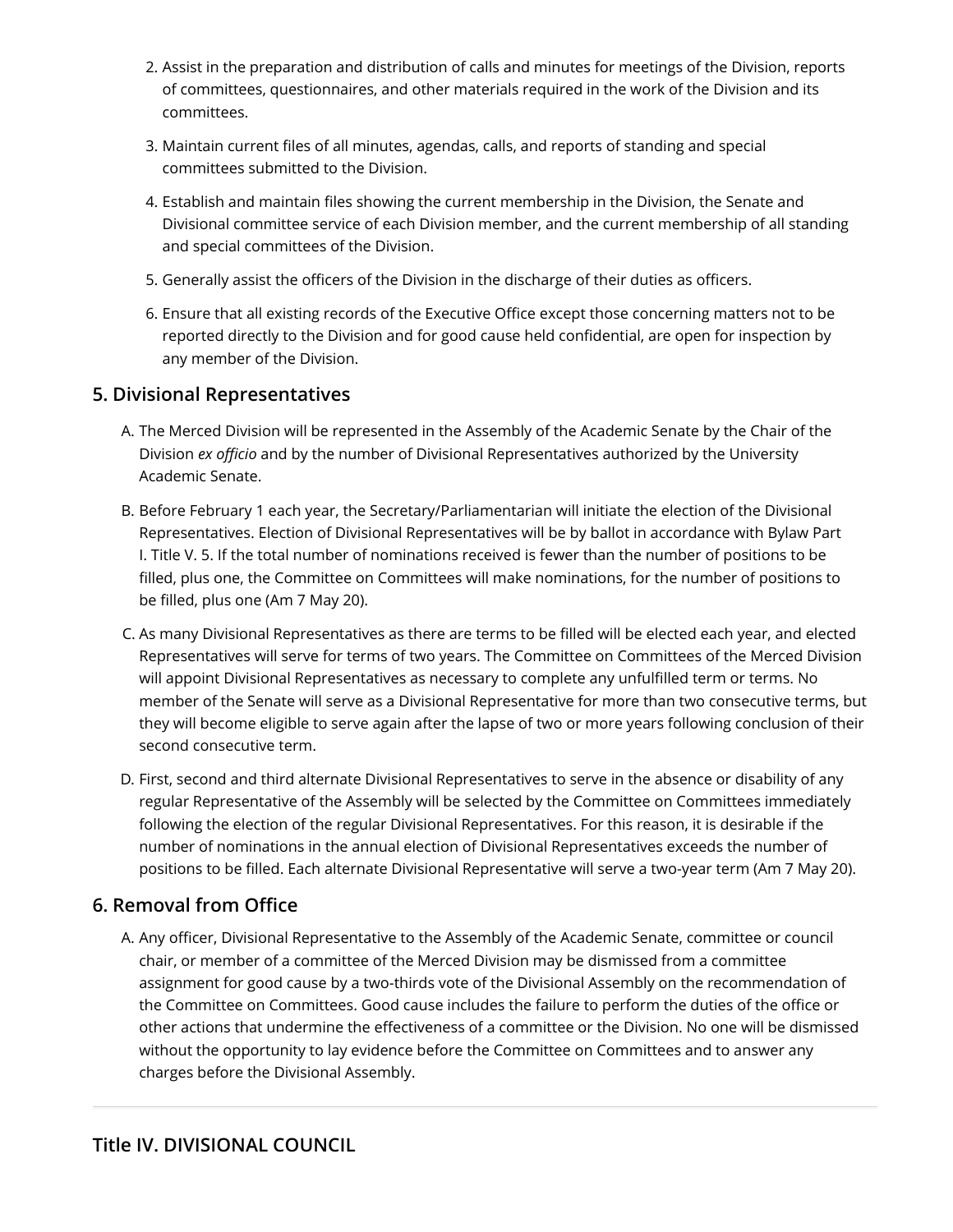2. Assist in the preparation and distribution of calls and minutes for meetings of the Division, reports of committees, questionnaires, and other materials required in the work of the Division and its committees.
3. Maintain current files of all minutes, agendas, calls, and reports of standing and special committees submitted to the Division.
4. Establish and maintain files showing the current membership in the Division, the Senate and Divisional committee service of each Division member, and the current membership of all standing and special committees of the Division.
5. Generally assist the officers of the Division in the discharge of their duties as officers.
6. Ensure that all existing records of the Executive Office except those concerning matters not to be reported directly to the Division and for good cause held confidential, are open for inspection by any member of the Division.

## 5. Divisional Representatives

A. The Merced Division will be represented in the Assembly of the Academic Senate by the Chair of the Division *ex officio* and by the number of Divisional Representatives authorized by the University Academic Senate.

B. Before February 1 each year, the Secretary/Parliamentarian will initiate the election of the Divisional Representatives. Election of Divisional Representatives will be by ballot in accordance with Bylaw Part I. Title V. 5. If the total number of nominations received is fewer than the number of positions to be filled, plus one, the Committee on Committees will make nominations, for the number of positions to be filled, plus one (Am 7 May 20).

C. As many Divisional Representatives as there are terms to be filled will be elected each year, and elected Representatives will serve for terms of two years. The Committee on Committees of the Merced Division will appoint Divisional Representatives as necessary to complete any unfulfilled term or terms. No member of the Senate will serve as a Divisional Representative for more than two consecutive terms, but they will become eligible to serve again after the lapse of two or more years following conclusion of their second consecutive term.

D. First, second and third alternate Divisional Representatives to serve in the absence or disability of any regular Representative of the Assembly will be selected by the Committee on Committees immediately following the election of the regular Divisional Representatives. For this reason, it is desirable if the number of nominations in the annual election of Divisional Representatives exceeds the number of positions to be filled. Each alternate Divisional Representative will serve a two-year term (Am 7 May 20).

## 6. Removal from Office

A. Any officer, Divisional Representative to the Assembly of the Academic Senate, committee or council chair, or member of a committee of the Merced Division may be dismissed from a committee assignment for good cause by a two-thirds vote of the Divisional Assembly on the recommendation of the Committee on Committees. Good cause includes the failure to perform the duties of the office or other actions that undermine the effectiveness of a committee or the Division. No one will be dismissed without the opportunity to lay evidence before the Committee on Committees and to answer any charges before the Divisional Assembly.

---

## Title IV. DIVISIONAL COUNCIL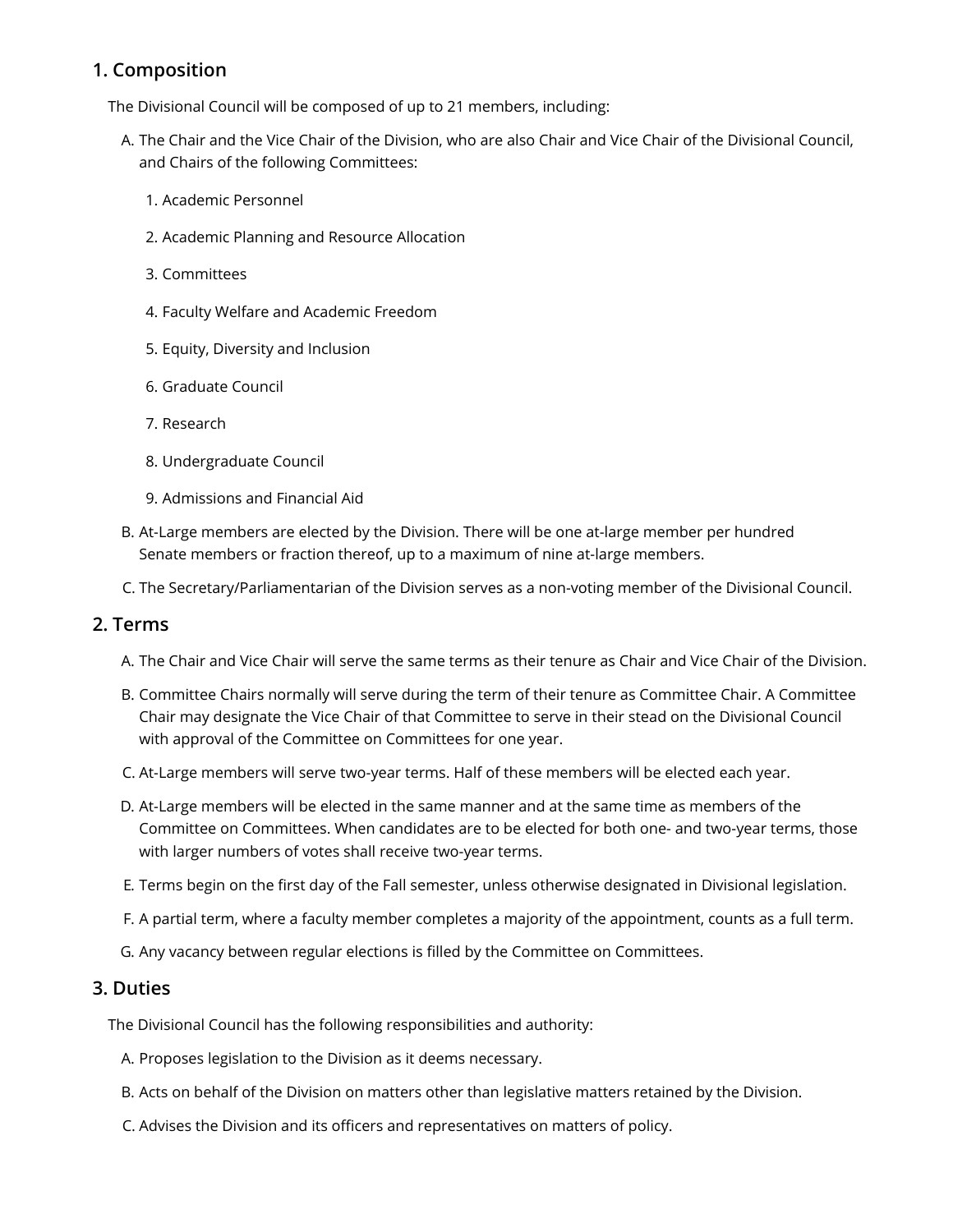## 1. Composition

The Divisional Council will be composed of up to 21 members, including:

A. The Chair and the Vice Chair of the Division, who are also Chair and Vice Chair of the Divisional Council, and Chairs of the following Committees:

   1. Academic Personnel
   2. Academic Planning and Resource Allocation
   3. Committees
   4. Faculty Welfare and Academic Freedom
   5. Equity, Diversity and Inclusion
   6. Graduate Council
   7. Research
   8. Undergraduate Council
   9. Admissions and Financial Aid

B. At-Large members are elected by the Division. There will be one at-large member per hundred Senate members or fraction thereof, up to a maximum of nine at-large members.

C. The Secretary/Parliamentarian of the Division serves as a non-voting member of the Divisional Council.

## 2. Terms

A. The Chair and Vice Chair will serve the same terms as their tenure as Chair and Vice Chair of the Division.

B. Committee Chairs normally will serve during the term of their tenure as Committee Chair. A Committee Chair may designate the Vice Chair of that Committee to serve in their stead on the Divisional Council with approval of the Committee on Committees for one year.

C. At-Large members will serve two-year terms. Half of these members will be elected each year.

D. At-Large members will be elected in the same manner and at the same time as members of the Committee on Committees. When candidates are to be elected for both one- and two-year terms, those with larger numbers of votes shall receive two-year terms.

E. Terms begin on the first day of the Fall semester, unless otherwise designated in Divisional legislation.

F. A partial term, where a faculty member completes a majority of the appointment, counts as a full term.

G. Any vacancy between regular elections is filled by the Committee on Committees.

## 3. Duties

The Divisional Council has the following responsibilities and authority:

A. Proposes legislation to the Division as it deems necessary.

B. Acts on behalf of the Division on matters other than legislative matters retained by the Division.

C. Advises the Division and its officers and representatives on matters of policy.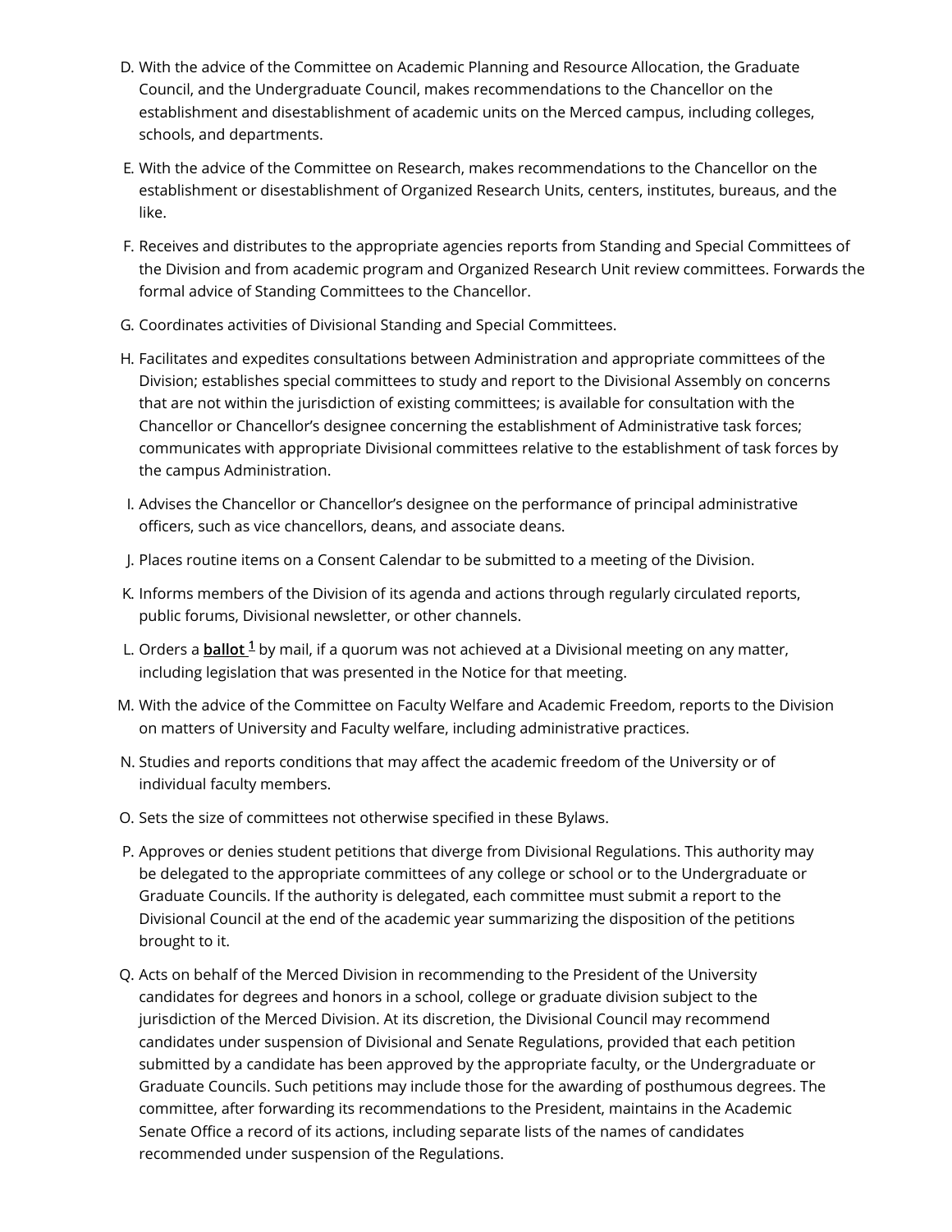D. With the advice of the Committee on Academic Planning and Resource Allocation, the Graduate Council, and the Undergraduate Council, makes recommendations to the Chancellor on the establishment and disestablishment of academic units on the Merced campus, including colleges, schools, and departments.

E. With the advice of the Committee on Research, makes recommendations to the Chancellor on the establishment or disestablishment of Organized Research Units, centers, institutes, bureaus, and the like.

F. Receives and distributes to the appropriate agencies reports from Standing and Special Committees of the Division and from academic program and Organized Research Unit review committees. Forwards the formal advice of Standing Committees to the Chancellor.

G. Coordinates activities of Divisional Standing and Special Committees.

H. Facilitates and expedites consultations between Administration and appropriate committees of the Division; establishes special committees to study and report to the Divisional Assembly on concerns that are not within the jurisdiction of existing committees; is available for consultation with the Chancellor or Chancellor's designee concerning the establishment of Administrative task forces; communicates with appropriate Divisional committees relative to the establishment of task forces by the campus Administration.

I. Advises the Chancellor or Chancellor's designee on the performance of principal administrative officers, such as vice chancellors, deans, and associate deans.

J. Places routine items on a Consent Calendar to be submitted to a meeting of the Division.

K. Informs members of the Division of its agenda and actions through regularly circulated reports, public forums, Divisional newsletter, or other channels.

L. Orders a **ballot** [1] by mail, if a quorum was not achieved at a Divisional meeting on any matter, including legislation that was presented in the Notice for that meeting.

M. With the advice of the Committee on Faculty Welfare and Academic Freedom, reports to the Division on matters of University and Faculty welfare, including administrative practices.

N. Studies and reports conditions that may affect the academic freedom of the University or of individual faculty members.

O. Sets the size of committees not otherwise specified in these Bylaws.

P. Approves or denies student petitions that diverge from Divisional Regulations. This authority may be delegated to the appropriate committees of any college or school or to the Undergraduate or Graduate Councils. If the authority is delegated, each committee must submit a report to the Divisional Council at the end of the academic year summarizing the disposition of the petitions brought to it.

Q. Acts on behalf of the Merced Division in recommending to the President of the University candidates for degrees and honors in a school, college or graduate division subject to the jurisdiction of the Merced Division. At its discretion, the Divisional Council may recommend candidates under suspension of Divisional and Senate Regulations, provided that each petition submitted by a candidate has been approved by the appropriate faculty, or the Undergraduate or Graduate Councils. Such petitions may include those for the awarding of posthumous degrees. The committee, after forwarding its recommendations to the President, maintains in the Academic Senate Office a record of its actions, including separate lists of the names of candidates recommended under suspension of the Regulations.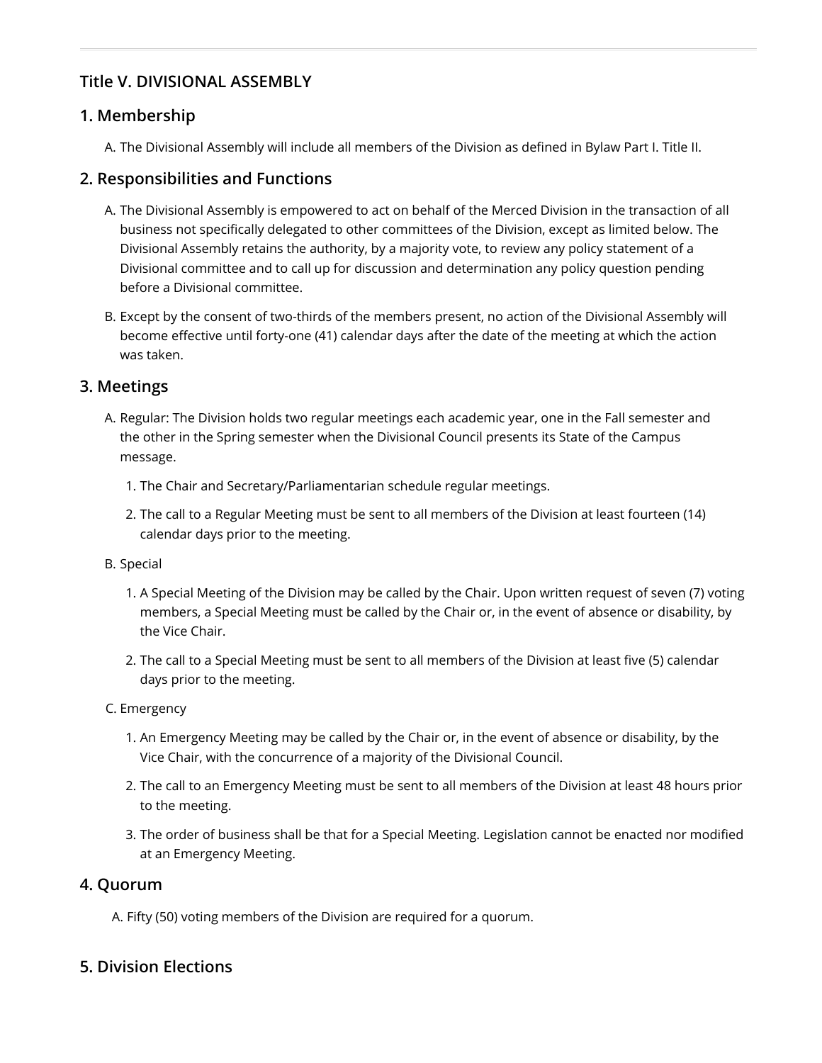## Title V. DIVISIONAL ASSEMBLY

### 1. Membership

A. The Divisional Assembly will include all members of the Division as defined in Bylaw Part I. Title II.

### 2. Responsibilities and Functions

A. The Divisional Assembly is empowered to act on behalf of the Merced Division in the transaction of all business not specifically delegated to other committees of the Division, except as limited below. The Divisional Assembly retains the authority, by a majority vote, to review any policy statement of a Divisional committee and to call up for discussion and determination any policy question pending before a Divisional committee.

B. Except by the consent of two-thirds of the members present, no action of the Divisional Assembly will become effective until forty-one (41) calendar days after the date of the meeting at which the action was taken.

### 3. Meetings

A. Regular: The Division holds two regular meetings each academic year, one in the Fall semester and the other in the Spring semester when the Divisional Council presents its State of the Campus message.

1. The Chair and Secretary/Parliamentarian schedule regular meetings.
2. The call to a Regular Meeting must be sent to all members of the Division at least fourteen (14) calendar days prior to the meeting.

B. Special

1. A Special Meeting of the Division may be called by the Chair. Upon written request of seven (7) voting members, a Special Meeting must be called by the Chair or, in the event of absence or disability, by the Vice Chair.
2. The call to a Special Meeting must be sent to all members of the Division at least five (5) calendar days prior to the meeting.

C. Emergency

1. An Emergency Meeting may be called by the Chair or, in the event of absence or disability, by the Vice Chair, with the concurrence of a majority of the Divisional Council.
2. The call to an Emergency Meeting must be sent to all members of the Division at least 48 hours prior to the meeting.
3. The order of business shall be that for a Special Meeting. Legislation cannot be enacted nor modified at an Emergency Meeting.

### 4. Quorum

A. Fifty (50) voting members of the Division are required for a quorum.

### 5. Division Elections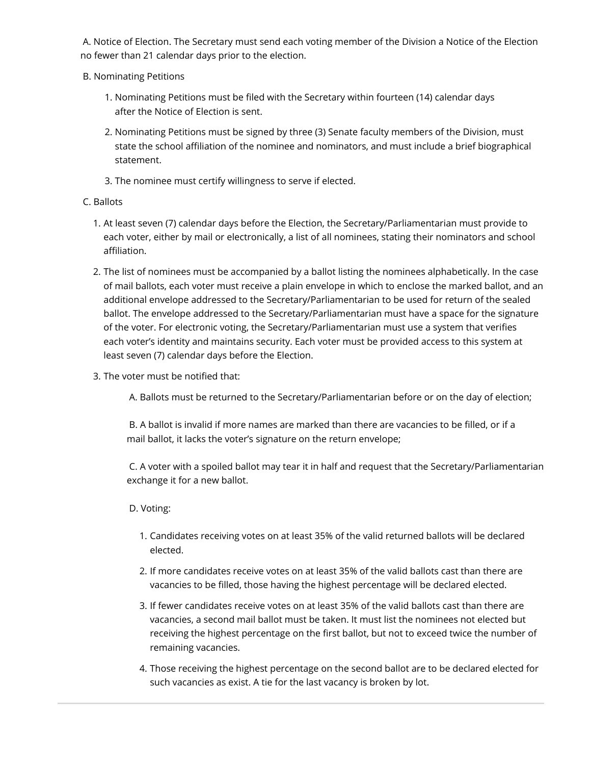A. Notice of Election. The Secretary must send each voting member of the Division a Notice of the Election no fewer than 21 calendar days prior to the election.

B. Nominating Petitions

1. Nominating Petitions must be filed with the Secretary within fourteen (14) calendar days after the Notice of Election is sent.
2. Nominating Petitions must be signed by three (3) Senate faculty members of the Division, must state the school affiliation of the nominee and nominators, and must include a brief biographical statement.
3. The nominee must certify willingness to serve if elected.

C. Ballots

1. At least seven (7) calendar days before the Election, the Secretary/Parliamentarian must provide to each voter, either by mail or electronically, a list of all nominees, stating their nominators and school affiliation.
2. The list of nominees must be accompanied by a ballot listing the nominees alphabetically. In the case of mail ballots, each voter must receive a plain envelope in which to enclose the marked ballot, and an additional envelope addressed to the Secretary/Parliamentarian to be used for return of the sealed ballot. The envelope addressed to the Secretary/Parliamentarian must have a space for the signature of the voter. For electronic voting, the Secretary/Parliamentarian must use a system that verifies each voter's identity and maintains security. Each voter must be provided access to this system at least seven (7) calendar days before the Election.
3. The voter must be notified that:

    A. Ballots must be returned to the Secretary/Parliamentarian before or on the day of election;

    B. A ballot is invalid if more names are marked than there are vacancies to be filled, or if a mail ballot, it lacks the voter's signature on the return envelope;

    C. A voter with a spoiled ballot may tear it in half and request that the Secretary/Parliamentarian exchange it for a new ballot.

    D. Voting:

    1. Candidates receiving votes on at least 35% of the valid returned ballots will be declared elected.
    2. If more candidates receive votes on at least 35% of the valid ballots cast than there are vacancies to be filled, those having the highest percentage will be declared elected.
    3. If fewer candidates receive votes on at least 35% of the valid ballots cast than there are vacancies, a second mail ballot must be taken. It must list the nominees not elected but receiving the highest percentage on the first ballot, but not to exceed twice the number of remaining vacancies.
    4. Those receiving the highest percentage on the second ballot are to be declared elected for such vacancies as exist. A tie for the last vacancy is broken by lot.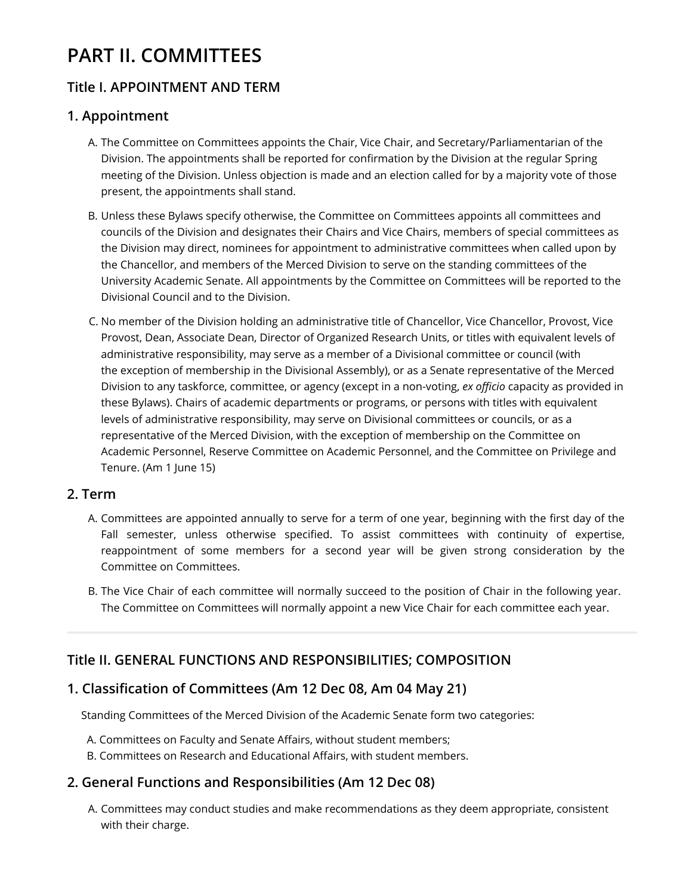# PART II. COMMITTEES

## Title I. APPOINTMENT AND TERM

### 1. Appointment

A. The Committee on Committees appoints the Chair, Vice Chair, and Secretary/Parliamentarian of the Division. The appointments shall be reported for confirmation by the Division at the regular Spring meeting of the Division. Unless objection is made and an election called for by a majority vote of those present, the appointments shall stand.

B. Unless these Bylaws specify otherwise, the Committee on Committees appoints all committees and councils of the Division and designates their Chairs and Vice Chairs, members of special committees as the Division may direct, nominees for appointment to administrative committees when called upon by the Chancellor, and members of the Merced Division to serve on the standing committees of the University Academic Senate. All appointments by the Committee on Committees will be reported to the Divisional Council and to the Division.

C. No member of the Division holding an administrative title of Chancellor, Vice Chancellor, Provost, Vice Provost, Dean, Associate Dean, Director of Organized Research Units, or titles with equivalent levels of administrative responsibility, may serve as a member of a Divisional committee or council (with the exception of membership in the Divisional Assembly), or as a Senate representative of the Merced Division to any taskforce, committee, or agency (except in a non-voting, *ex officio* capacity as provided in these Bylaws). Chairs of academic departments or programs, or persons with titles with equivalent levels of administrative responsibility, may serve on Divisional committees or councils, or as a representative of the Merced Division, with the exception of membership on the Committee on Academic Personnel, Reserve Committee on Academic Personnel, and the Committee on Privilege and Tenure. (Am 1 June 15)

### 2. Term

A. Committees are appointed annually to serve for a term of one year, beginning with the first day of the Fall semester, unless otherwise specified. To assist committees with continuity of expertise, reappointment of some members for a second year will be given strong consideration by the Committee on Committees.

B. The Vice Chair of each committee will normally succeed to the position of Chair in the following year. The Committee on Committees will normally appoint a new Vice Chair for each committee each year.

---

## Title II. GENERAL FUNCTIONS AND RESPONSIBILITIES; COMPOSITION

### 1. Classification of Committees (Am 12 Dec 08, Am 04 May 21)

Standing Committees of the Merced Division of the Academic Senate form two categories:

A. Committees on Faculty and Senate Affairs, without student members;
B. Committees on Research and Educational Affairs, with student members.

### 2. General Functions and Responsibilities (Am 12 Dec 08)

A. Committees may conduct studies and make recommendations as they deem appropriate, consistent with their charge.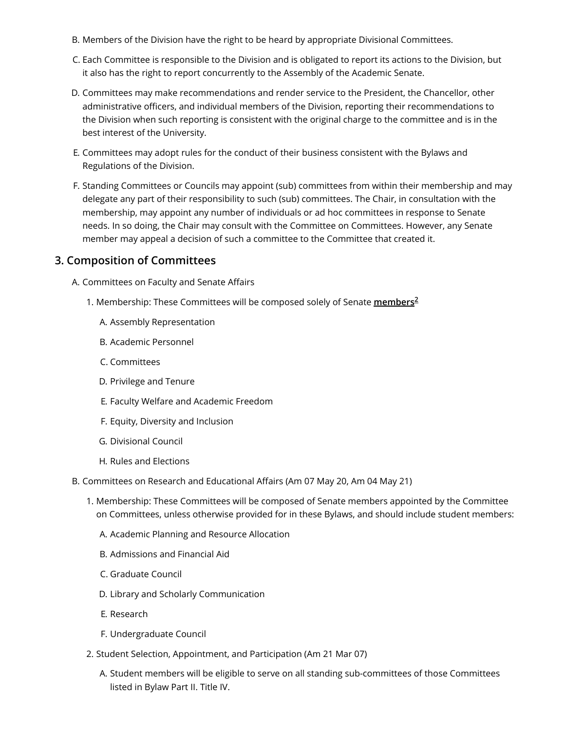B. Members of the Division have the right to be heard by appropriate Divisional Committees.

C. Each Committee is responsible to the Division and is obligated to report its actions to the Division, but it also has the right to report concurrently to the Assembly of the Academic Senate.

D. Committees may make recommendations and render service to the President, the Chancellor, other administrative officers, and individual members of the Division, reporting their recommendations to the Division when such reporting is consistent with the original charge to the committee and is in the best interest of the University.

E. Committees may adopt rules for the conduct of their business consistent with the Bylaws and Regulations of the Division.

F. Standing Committees or Councils may appoint (sub) committees from within their membership and may delegate any part of their responsibility to such (sub) committees. The Chair, in consultation with the membership, may appoint any number of individuals or ad hoc committees in response to Senate needs. In so doing, the Chair may consult with the Committee on Committees. However, any Senate member may appeal a decision of such a committee to the Committee that created it.

## 3. Composition of Committees

A. Committees on Faculty and Senate Affairs

1. Membership: These Committees will be composed solely of Senate **members**[2]

   A. Assembly Representation

   B. Academic Personnel

   C. Committees

   D. Privilege and Tenure

   E. Faculty Welfare and Academic Freedom

   F. Equity, Diversity and Inclusion

   G. Divisional Council

   H. Rules and Elections

B. Committees on Research and Educational Affairs (Am 07 May 20, Am 04 May 21)

1. Membership: These Committees will be composed of Senate members appointed by the Committee on Committees, unless otherwise provided for in these Bylaws, and should include student members:

   A. Academic Planning and Resource Allocation

   B. Admissions and Financial Aid

   C. Graduate Council

   D. Library and Scholarly Communication

   E. Research

   F. Undergraduate Council

2. Student Selection, Appointment, and Participation (Am 21 Mar 07)

   A. Student members will be eligible to serve on all standing sub-committees of those Committees listed in Bylaw Part II. Title IV.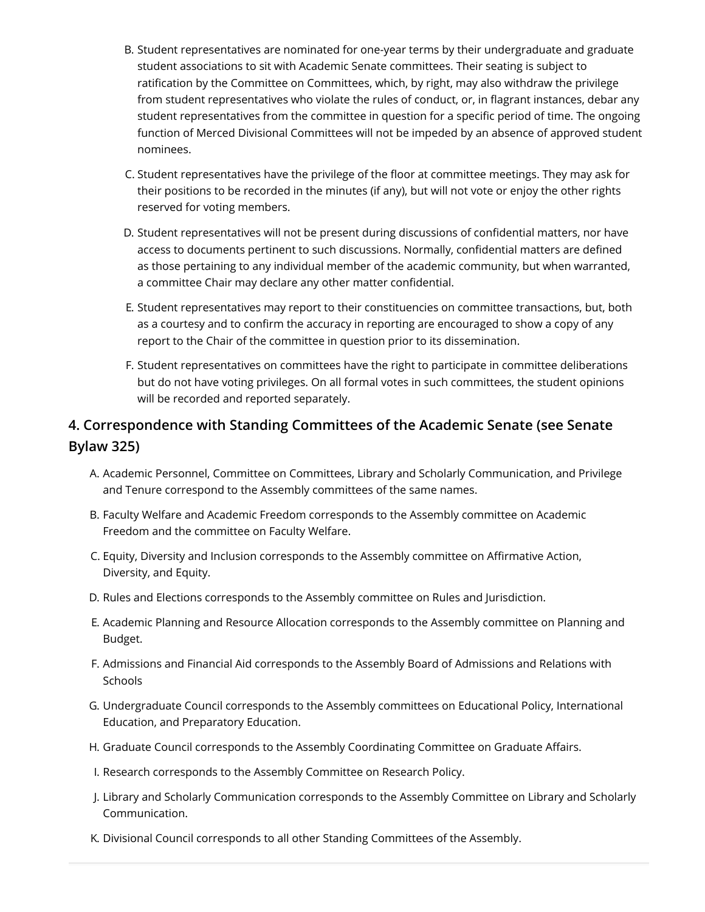B. Student representatives are nominated for one-year terms by their undergraduate and graduate student associations to sit with Academic Senate committees. Their seating is subject to ratification by the Committee on Committees, which, by right, may also withdraw the privilege from student representatives who violate the rules of conduct, or, in flagrant instances, debar any student representatives from the committee in question for a specific period of time. The ongoing function of Merced Divisional Committees will not be impeded by an absence of approved student nominees.

C. Student representatives have the privilege of the floor at committee meetings. They may ask for their positions to be recorded in the minutes (if any), but will not vote or enjoy the other rights reserved for voting members.

D. Student representatives will not be present during discussions of confidential matters, nor have access to documents pertinent to such discussions. Normally, confidential matters are defined as those pertaining to any individual member of the academic community, but when warranted, a committee Chair may declare any other matter confidential.

E. Student representatives may report to their constituencies on committee transactions, but, both as a courtesy and to confirm the accuracy in reporting are encouraged to show a copy of any report to the Chair of the committee in question prior to its dissemination.

F. Student representatives on committees have the right to participate in committee deliberations but do not have voting privileges. On all formal votes in such committees, the student opinions will be recorded and reported separately.

### 4. Correspondence with Standing Committees of the Academic Senate (see Senate Bylaw 325)

A. Academic Personnel, Committee on Committees, Library and Scholarly Communication, and Privilege and Tenure correspond to the Assembly committees of the same names.

B. Faculty Welfare and Academic Freedom corresponds to the Assembly committee on Academic Freedom and the committee on Faculty Welfare.

C. Equity, Diversity and Inclusion corresponds to the Assembly committee on Affirmative Action, Diversity, and Equity.

D. Rules and Elections corresponds to the Assembly committee on Rules and Jurisdiction.

E. Academic Planning and Resource Allocation corresponds to the Assembly committee on Planning and Budget.

F. Admissions and Financial Aid corresponds to the Assembly Board of Admissions and Relations with Schools

G. Undergraduate Council corresponds to the Assembly committees on Educational Policy, International Education, and Preparatory Education.

H. Graduate Council corresponds to the Assembly Coordinating Committee on Graduate Affairs.

I. Research corresponds to the Assembly Committee on Research Policy.

J. Library and Scholarly Communication corresponds to the Assembly Committee on Library and Scholarly Communication.

K. Divisional Council corresponds to all other Standing Committees of the Assembly.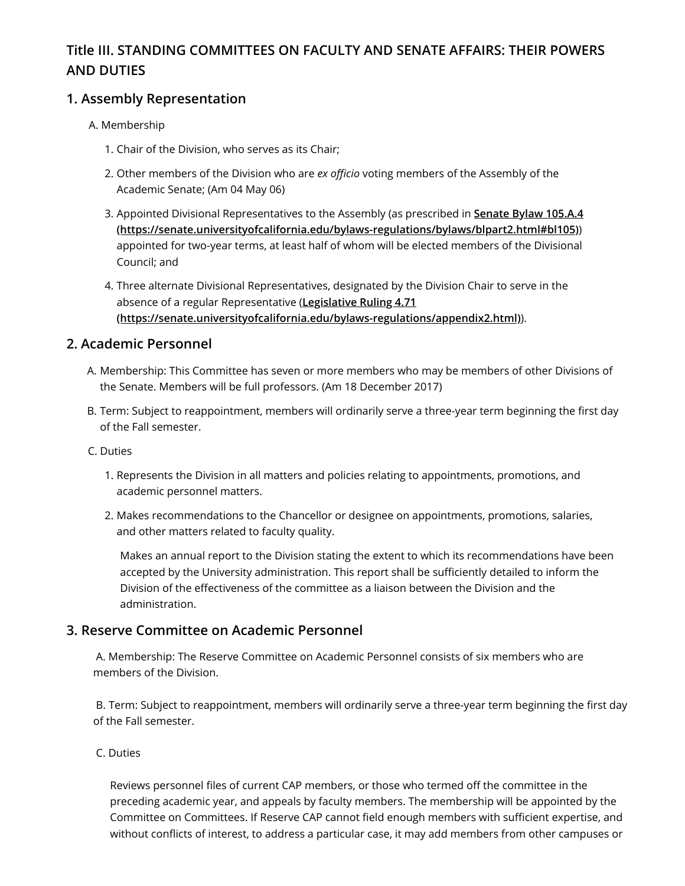## Title III. STANDING COMMITTEES ON FACULTY AND SENATE AFFAIRS: THEIR POWERS AND DUTIES

### 1. Assembly Representation

A. Membership

1. Chair of the Division, who serves as its Chair;
2. Other members of the Division who are *ex officio* voting members of the Assembly of the Academic Senate; (Am 04 May 06)
3. Appointed Divisional Representatives to the Assembly (as prescribed in **Senate Bylaw 105.A.4 (https://senate.universityofcalifornia.edu/bylaws-regulations/bylaws/blpart2.html#bl105)**) appointed for two-year terms, at least half of whom will be elected members of the Divisional Council; and
4. Three alternate Divisional Representatives, designated by the Division Chair to serve in the absence of a regular Representative (**Legislative Ruling 4.71 (https://senate.universityofcalifornia.edu/bylaws-regulations/appendix2.html)**).

### 2. Academic Personnel

A. Membership: This Committee has seven or more members who may be members of other Divisions of the Senate. Members will be full professors. (Am 18 December 2017)

B. Term: Subject to reappointment, members will ordinarily serve a three-year term beginning the first day of the Fall semester.

C. Duties

1. Represents the Division in all matters and policies relating to appointments, promotions, and academic personnel matters.
2. Makes recommendations to the Chancellor or designee on appointments, promotions, salaries, and other matters related to faculty quality.

   Makes an annual report to the Division stating the extent to which its recommendations have been accepted by the University administration. This report shall be sufficiently detailed to inform the Division of the effectiveness of the committee as a liaison between the Division and the administration.

### 3. Reserve Committee on Academic Personnel

A. Membership: The Reserve Committee on Academic Personnel consists of six members who are members of the Division.

B. Term: Subject to reappointment, members will ordinarily serve a three-year term beginning the first day of the Fall semester.

C. Duties

Reviews personnel files of current CAP members, or those who termed off the committee in the preceding academic year, and appeals by faculty members. The membership will be appointed by the Committee on Committees. If Reserve CAP cannot field enough members with sufficient expertise, and without conflicts of interest, to address a particular case, it may add members from other campuses or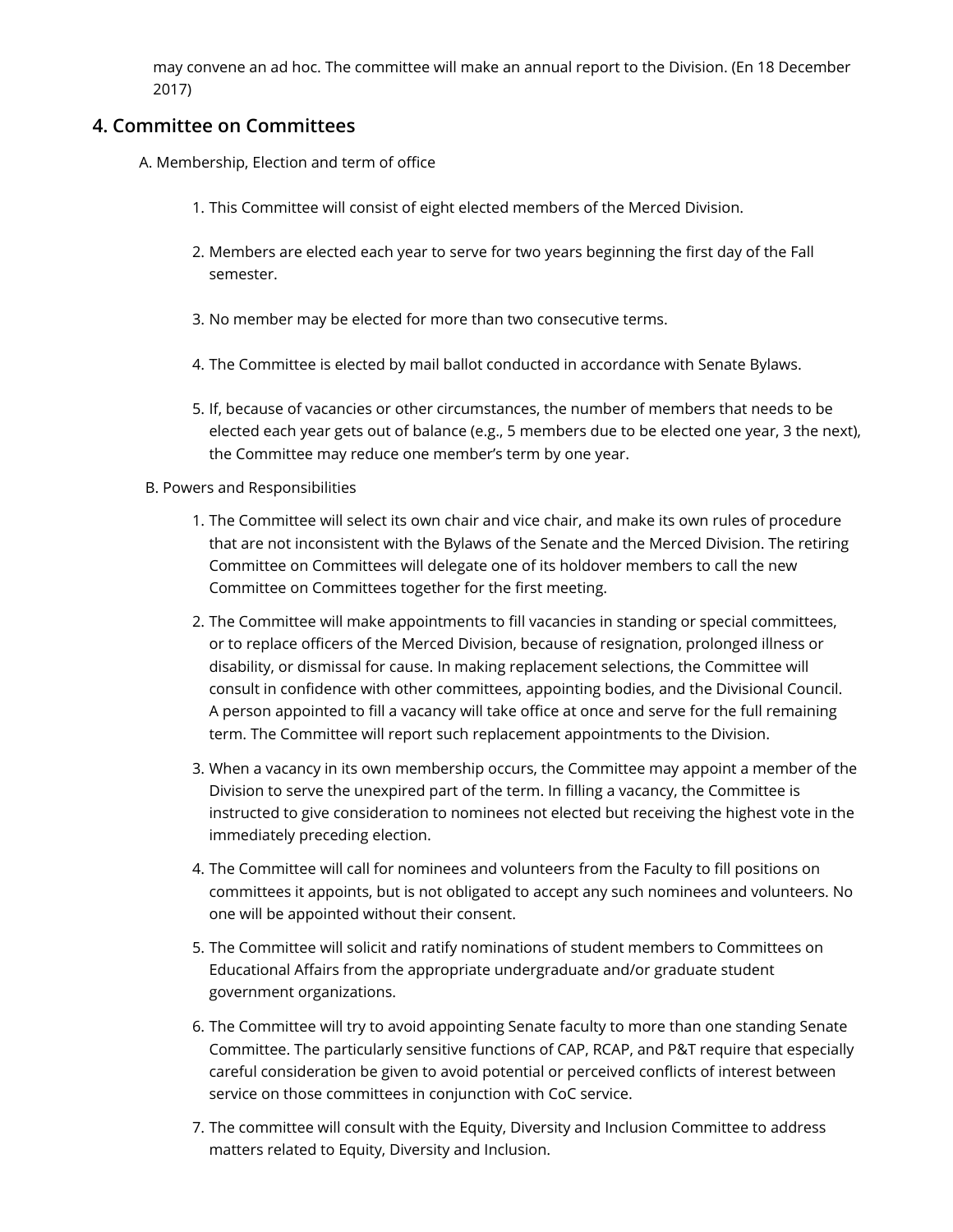may convene an ad hoc. The committee will make an annual report to the Division. (En 18 December 2017)

## 4. Committee on Committees

A. Membership, Election and term of office

1. This Committee will consist of eight elected members of the Merced Division.
2. Members are elected each year to serve for two years beginning the first day of the Fall semester.
3. No member may be elected for more than two consecutive terms.
4. The Committee is elected by mail ballot conducted in accordance with Senate Bylaws.
5. If, because of vacancies or other circumstances, the number of members that needs to be elected each year gets out of balance (e.g., 5 members due to be elected one year, 3 the next), the Committee may reduce one member's term by one year.

B. Powers and Responsibilities

1. The Committee will select its own chair and vice chair, and make its own rules of procedure that are not inconsistent with the Bylaws of the Senate and the Merced Division. The retiring Committee on Committees will delegate one of its holdover members to call the new Committee on Committees together for the first meeting.
2. The Committee will make appointments to fill vacancies in standing or special committees, or to replace officers of the Merced Division, because of resignation, prolonged illness or disability, or dismissal for cause. In making replacement selections, the Committee will consult in confidence with other committees, appointing bodies, and the Divisional Council. A person appointed to fill a vacancy will take office at once and serve for the full remaining term. The Committee will report such replacement appointments to the Division.
3. When a vacancy in its own membership occurs, the Committee may appoint a member of the Division to serve the unexpired part of the term. In filling a vacancy, the Committee is instructed to give consideration to nominees not elected but receiving the highest vote in the immediately preceding election.
4. The Committee will call for nominees and volunteers from the Faculty to fill positions on committees it appoints, but is not obligated to accept any such nominees and volunteers. No one will be appointed without their consent.
5. The Committee will solicit and ratify nominations of student members to Committees on Educational Affairs from the appropriate undergraduate and/or graduate student government organizations.
6. The Committee will try to avoid appointing Senate faculty to more than one standing Senate Committee. The particularly sensitive functions of CAP, RCAP, and P&T require that especially careful consideration be given to avoid potential or perceived conflicts of interest between service on those committees in conjunction with CoC service.
7. The committee will consult with the Equity, Diversity and Inclusion Committee to address matters related to Equity, Diversity and Inclusion.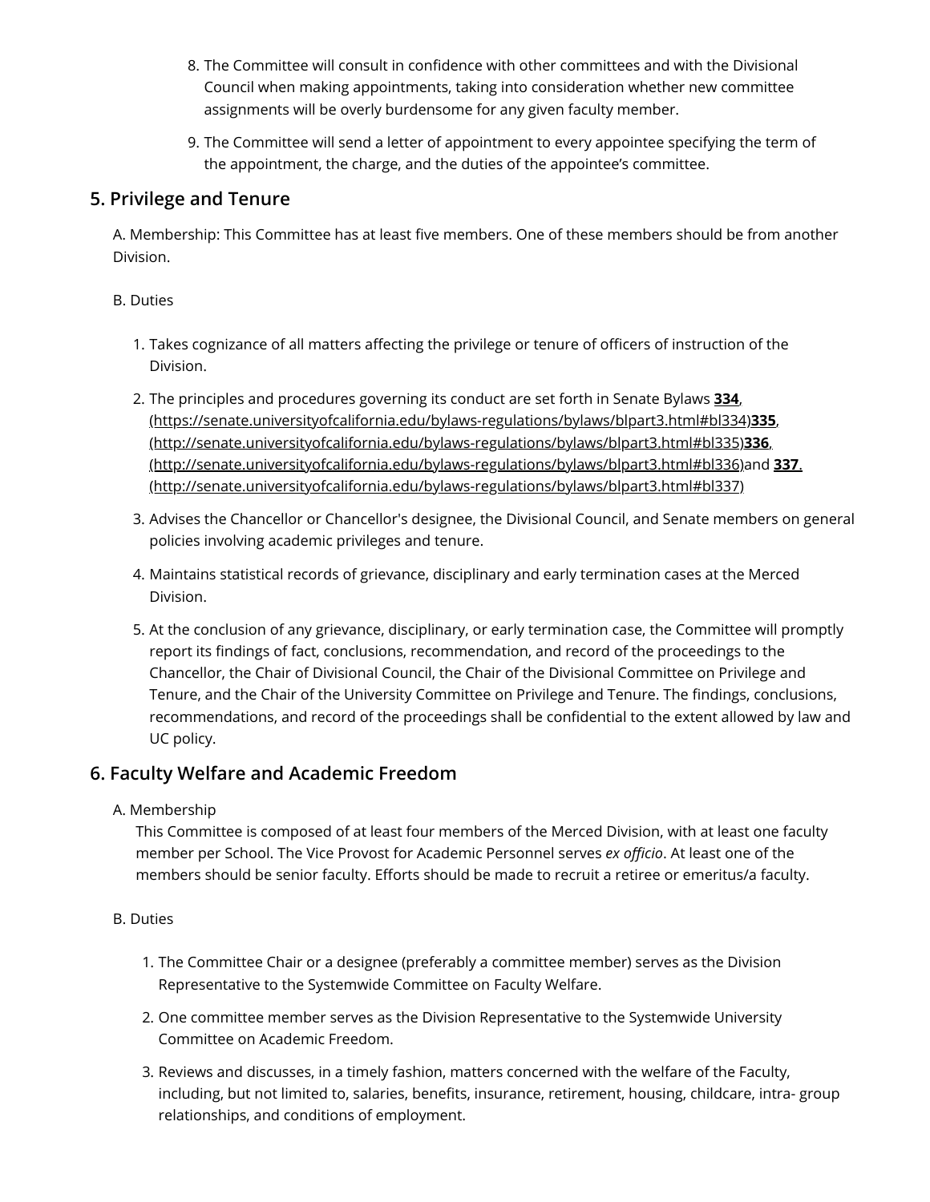8. The Committee will consult in confidence with other committees and with the Divisional Council when making appointments, taking into consideration whether new committee assignments will be overly burdensome for any given faculty member.

9. The Committee will send a letter of appointment to every appointee specifying the term of the appointment, the charge, and the duties of the appointee's committee.

## 5. Privilege and Tenure

A. Membership: This Committee has at least five members. One of these members should be from another Division.

B. Duties

1. Takes cognizance of all matters affecting the privilege or tenure of officers of instruction of the Division.

2. The principles and procedures governing its conduct are set forth in Senate Bylaws **334**, (https://senate.universityofcalifornia.edu/bylaws-regulations/bylaws/blpart3.html#bl334)**335**, (http://senate.universityofcalifornia.edu/bylaws-regulations/bylaws/blpart3.html#bl335)**336**, (http://senate.universityofcalifornia.edu/bylaws-regulations/bylaws/blpart3.html#bl336)and **337**. (http://senate.universityofcalifornia.edu/bylaws-regulations/bylaws/blpart3.html#bl337)

3. Advises the Chancellor or Chancellor's designee, the Divisional Council, and Senate members on general policies involving academic privileges and tenure.

4. Maintains statistical records of grievance, disciplinary and early termination cases at the Merced Division.

5. At the conclusion of any grievance, disciplinary, or early termination case, the Committee will promptly report its findings of fact, conclusions, recommendation, and record of the proceedings to the Chancellor, the Chair of Divisional Council, the Chair of the Divisional Committee on Privilege and Tenure, and the Chair of the University Committee on Privilege and Tenure. The findings, conclusions, recommendations, and record of the proceedings shall be confidential to the extent allowed by law and UC policy.

## 6. Faculty Welfare and Academic Freedom

A. Membership
This Committee is composed of at least four members of the Merced Division, with at least one faculty member per School. The Vice Provost for Academic Personnel serves *ex officio*. At least one of the members should be senior faculty. Efforts should be made to recruit a retiree or emeritus/a faculty.

B. Duties

1. The Committee Chair or a designee (preferably a committee member) serves as the Division Representative to the Systemwide Committee on Faculty Welfare.

2. One committee member serves as the Division Representative to the Systemwide University Committee on Academic Freedom.

3. Reviews and discusses, in a timely fashion, matters concerned with the welfare of the Faculty, including, but not limited to, salaries, benefits, insurance, retirement, housing, childcare, intra- group relationships, and conditions of employment.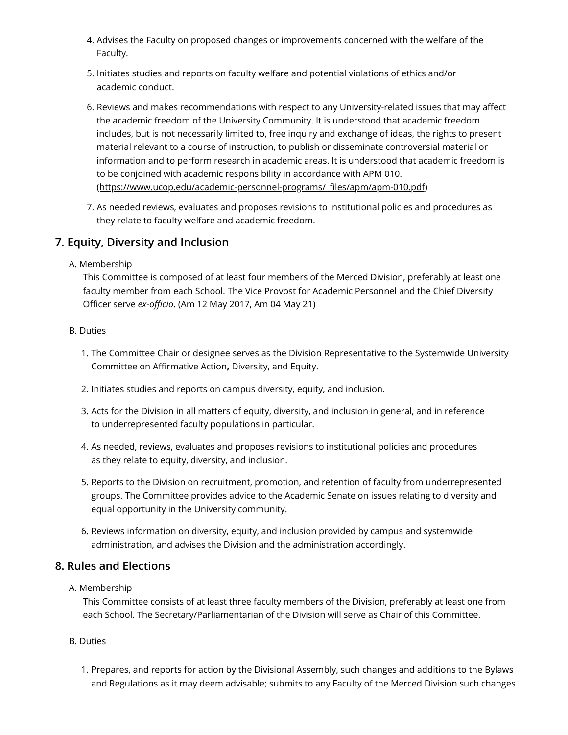4. Advises the Faculty on proposed changes or improvements concerned with the welfare of the Faculty.

5. Initiates studies and reports on faculty welfare and potential violations of ethics and/or academic conduct.

6. Reviews and makes recommendations with respect to any University-related issues that may affect the academic freedom of the University Community. It is understood that academic freedom includes, but is not necessarily limited to, free inquiry and exchange of ideas, the rights to present material relevant to a course of instruction, to publish or disseminate controversial material or information and to perform research in academic areas. It is understood that academic freedom is to be conjoined with academic responsibility in accordance with [APM 010. (https://www.ucop.edu/academic-personnel-programs/_files/apm/apm-010.pdf)](https://www.ucop.edu/academic-personnel-programs/_files/apm/apm-010.pdf)

7. As needed reviews, evaluates and proposes revisions to institutional policies and procedures as they relate to faculty welfare and academic freedom.

## 7. Equity, Diversity and Inclusion

A. Membership

This Committee is composed of at least four members of the Merced Division, preferably at least one faculty member from each School. The Vice Provost for Academic Personnel and the Chief Diversity Officer serve *ex-officio*. (Am 12 May 2017, Am 04 May 21)

B. Duties

1. The Committee Chair or designee serves as the Division Representative to the Systemwide University Committee on Affirmative Action**,** Diversity, and Equity.

2. Initiates studies and reports on campus diversity, equity, and inclusion.

3. Acts for the Division in all matters of equity, diversity, and inclusion in general, and in reference to underrepresented faculty populations in particular.

4. As needed, reviews, evaluates and proposes revisions to institutional policies and procedures as they relate to equity, diversity, and inclusion.

5. Reports to the Division on recruitment, promotion, and retention of faculty from underrepresented groups. The Committee provides advice to the Academic Senate on issues relating to diversity and equal opportunity in the University community.

6. Reviews information on diversity, equity, and inclusion provided by campus and systemwide administration, and advises the Division and the administration accordingly.

## 8. Rules and Elections

A. Membership

This Committee consists of at least three faculty members of the Division, preferably at least one from each School. The Secretary/Parliamentarian of the Division will serve as Chair of this Committee.

B. Duties

1. Prepares, and reports for action by the Divisional Assembly, such changes and additions to the Bylaws and Regulations as it may deem advisable; submits to any Faculty of the Merced Division such changes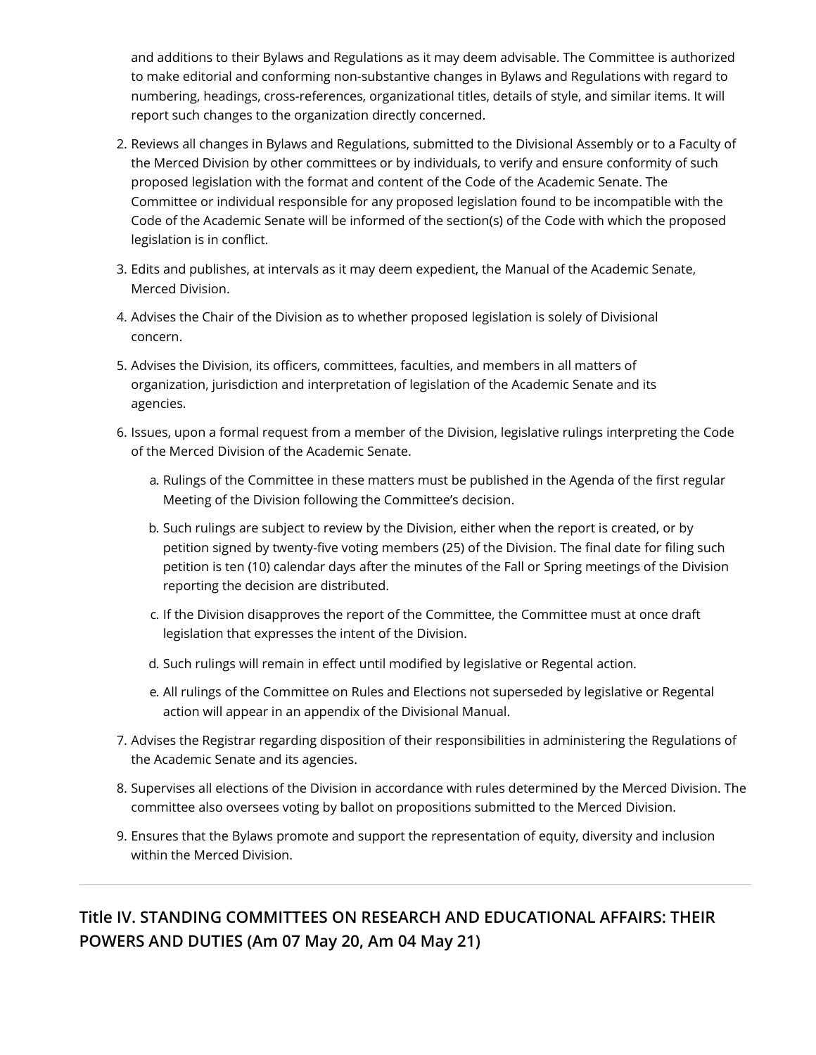and additions to their Bylaws and Regulations as it may deem advisable. The Committee is authorized to make editorial and conforming non-substantive changes in Bylaws and Regulations with regard to numbering, headings, cross-references, organizational titles, details of style, and similar items. It will report such changes to the organization directly concerned.

2. Reviews all changes in Bylaws and Regulations, submitted to the Divisional Assembly or to a Faculty of the Merced Division by other committees or by individuals, to verify and ensure conformity of such proposed legislation with the format and content of the Code of the Academic Senate. The Committee or individual responsible for any proposed legislation found to be incompatible with the Code of the Academic Senate will be informed of the section(s) of the Code with which the proposed legislation is in conflict.
3. Edits and publishes, at intervals as it may deem expedient, the Manual of the Academic Senate, Merced Division.
4. Advises the Chair of the Division as to whether proposed legislation is solely of Divisional concern.
5. Advises the Division, its officers, committees, faculties, and members in all matters of organization, jurisdiction and interpretation of legislation of the Academic Senate and its agencies.
6. Issues, upon a formal request from a member of the Division, legislative rulings interpreting the Code of the Merced Division of the Academic Senate.
   a. Rulings of the Committee in these matters must be published in the Agenda of the first regular Meeting of the Division following the Committee's decision.
   b. Such rulings are subject to review by the Division, either when the report is created, or by petition signed by twenty-five voting members (25) of the Division. The final date for filing such petition is ten (10) calendar days after the minutes of the Fall or Spring meetings of the Division reporting the decision are distributed.
   c. If the Division disapproves the report of the Committee, the Committee must at once draft legislation that expresses the intent of the Division.
   d. Such rulings will remain in effect until modified by legislative or Regental action.
   e. All rulings of the Committee on Rules and Elections not superseded by legislative or Regental action will appear in an appendix of the Divisional Manual.
7. Advises the Registrar regarding disposition of their responsibilities in administering the Regulations of the Academic Senate and its agencies.
8. Supervises all elections of the Division in accordance with rules determined by the Merced Division. The committee also oversees voting by ballot on propositions submitted to the Merced Division.
9. Ensures that the Bylaws promote and support the representation of equity, diversity and inclusion within the Merced Division.

---

## Title IV. STANDING COMMITTEES ON RESEARCH AND EDUCATIONAL AFFAIRS: THEIR POWERS AND DUTIES (Am 07 May 20, Am 04 May 21)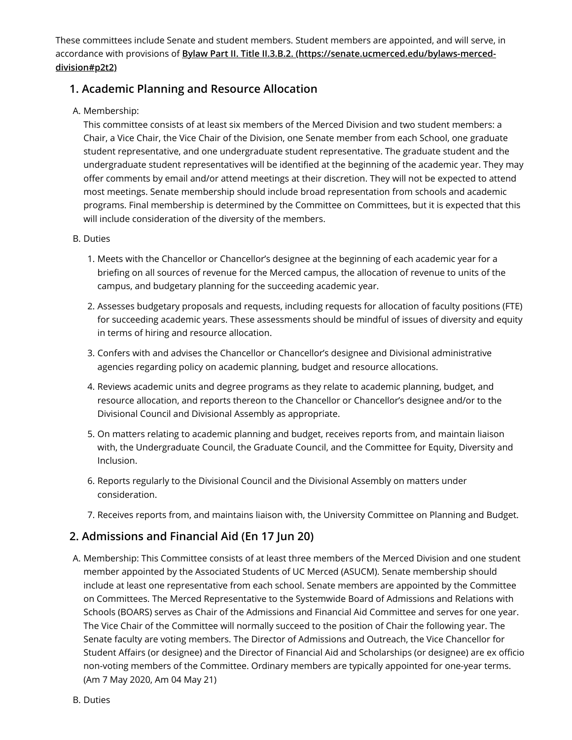These committees include Senate and student members. Student members are appointed, and will serve, in accordance with provisions of **Bylaw Part II. Title II.3.B.2. (https://senate.ucmerced.edu/bylaws-merced-division#p2t2)**

## 1. Academic Planning and Resource Allocation

A. Membership:
This committee consists of at least six members of the Merced Division and two student members: a Chair, a Vice Chair, the Vice Chair of the Division, one Senate member from each School, one graduate student representative, and one undergraduate student representative. The graduate student and the undergraduate student representatives will be identified at the beginning of the academic year. They may offer comments by email and/or attend meetings at their discretion. They will not be expected to attend most meetings. Senate membership should include broad representation from schools and academic programs. Final membership is determined by the Committee on Committees, but it is expected that this will include consideration of the diversity of the members.

B. Duties

1. Meets with the Chancellor or Chancellor's designee at the beginning of each academic year for a briefing on all sources of revenue for the Merced campus, the allocation of revenue to units of the campus, and budgetary planning for the succeeding academic year.
2. Assesses budgetary proposals and requests, including requests for allocation of faculty positions (FTE) for succeeding academic years. These assessments should be mindful of issues of diversity and equity in terms of hiring and resource allocation.
3. Confers with and advises the Chancellor or Chancellor's designee and Divisional administrative agencies regarding policy on academic planning, budget and resource allocations.
4. Reviews academic units and degree programs as they relate to academic planning, budget, and resource allocation, and reports thereon to the Chancellor or Chancellor's designee and/or to the Divisional Council and Divisional Assembly as appropriate.
5. On matters relating to academic planning and budget, receives reports from, and maintain liaison with, the Undergraduate Council, the Graduate Council, and the Committee for Equity, Diversity and Inclusion.
6. Reports regularly to the Divisional Council and the Divisional Assembly on matters under consideration.
7. Receives reports from, and maintains liaison with, the University Committee on Planning and Budget.

## 2. Admissions and Financial Aid (En 17 Jun 20)

A. Membership: This Committee consists of at least three members of the Merced Division and one student member appointed by the Associated Students of UC Merced (ASUCM). Senate membership should include at least one representative from each school. Senate members are appointed by the Committee on Committees. The Merced Representative to the Systemwide Board of Admissions and Relations with Schools (BOARS) serves as Chair of the Admissions and Financial Aid Committee and serves for one year. The Vice Chair of the Committee will normally succeed to the position of Chair the following year. The Senate faculty are voting members. The Director of Admissions and Outreach, the Vice Chancellor for Student Affairs (or designee) and the Director of Financial Aid and Scholarships (or designee) are ex officio non-voting members of the Committee. Ordinary members are typically appointed for one-year terms. (Am 7 May 2020, Am 04 May 21)

B. Duties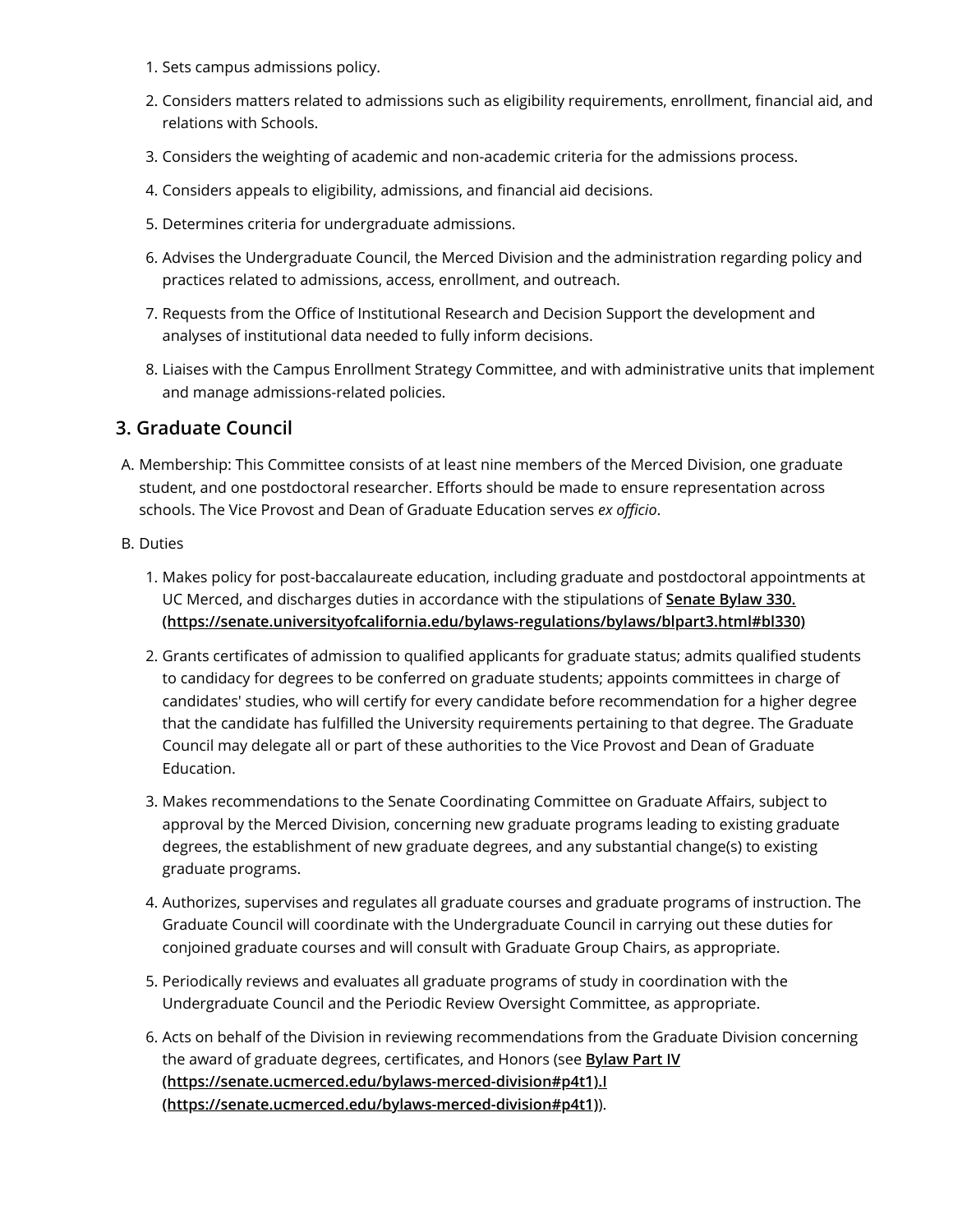1. Sets campus admissions policy.
2. Considers matters related to admissions such as eligibility requirements, enrollment, financial aid, and relations with Schools.
3. Considers the weighting of academic and non-academic criteria for the admissions process.
4. Considers appeals to eligibility, admissions, and financial aid decisions.
5. Determines criteria for undergraduate admissions.
6. Advises the Undergraduate Council, the Merced Division and the administration regarding policy and practices related to admissions, access, enrollment, and outreach.
7. Requests from the Office of Institutional Research and Decision Support the development and analyses of institutional data needed to fully inform decisions.
8. Liaises with the Campus Enrollment Strategy Committee, and with administrative units that implement and manage admissions-related policies.

## 3. Graduate Council

A. Membership: This Committee consists of at least nine members of the Merced Division, one graduate student, and one postdoctoral researcher. Efforts should be made to ensure representation across schools. The Vice Provost and Dean of Graduate Education serves *ex officio*.

B. Duties

1. Makes policy for post-baccalaureate education, including graduate and postdoctoral appointments at UC Merced, and discharges duties in accordance with the stipulations of **Senate Bylaw 330. (https://senate.universityofcalifornia.edu/bylaws-regulations/bylaws/blpart3.html#bl330)**
2. Grants certificates of admission to qualified applicants for graduate status; admits qualified students to candidacy for degrees to be conferred on graduate students; appoints committees in charge of candidates' studies, who will certify for every candidate before recommendation for a higher degree that the candidate has fulfilled the University requirements pertaining to that degree. The Graduate Council may delegate all or part of these authorities to the Vice Provost and Dean of Graduate Education.
3. Makes recommendations to the Senate Coordinating Committee on Graduate Affairs, subject to approval by the Merced Division, concerning new graduate programs leading to existing graduate degrees, the establishment of new graduate degrees, and any substantial change(s) to existing graduate programs.
4. Authorizes, supervises and regulates all graduate courses and graduate programs of instruction. The Graduate Council will coordinate with the Undergraduate Council in carrying out these duties for conjoined graduate courses and will consult with Graduate Group Chairs, as appropriate.
5. Periodically reviews and evaluates all graduate programs of study in coordination with the Undergraduate Council and the Periodic Review Oversight Committee, as appropriate.
6. Acts on behalf of the Division in reviewing recommendations from the Graduate Division concerning the award of graduate degrees, certificates, and Honors (see **Bylaw Part IV (https://senate.ucmerced.edu/bylaws-merced-division#p4t1).I (https://senate.ucmerced.edu/bylaws-merced-division#p4t1)**).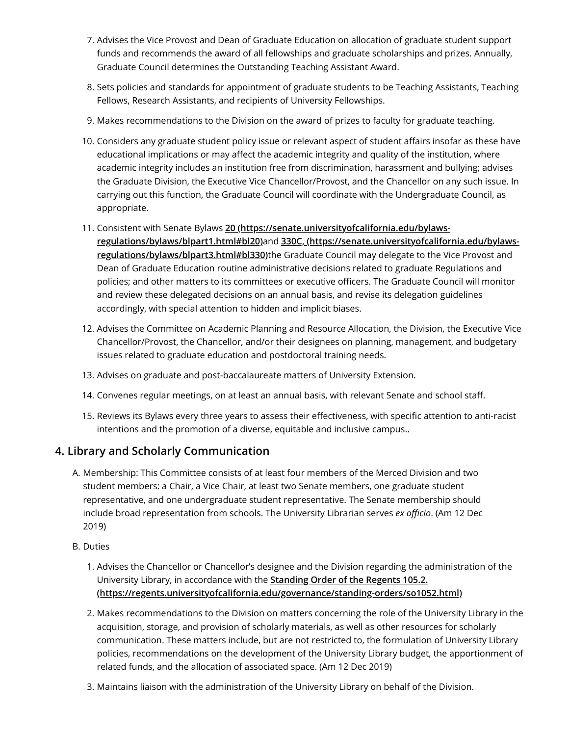7. Advises the Vice Provost and Dean of Graduate Education on allocation of graduate student support funds and recommends the award of all fellowships and graduate scholarships and prizes. Annually, Graduate Council determines the Outstanding Teaching Assistant Award.

8. Sets policies and standards for appointment of graduate students to be Teaching Assistants, Teaching Fellows, Research Assistants, and recipients of University Fellowships.

9. Makes recommendations to the Division on the award of prizes to faculty for graduate teaching.

10. Considers any graduate student policy issue or relevant aspect of student affairs insofar as these have educational implications or may affect the academic integrity and quality of the institution, where academic integrity includes an institution free from discrimination, harassment and bullying; advises the Graduate Division, the Executive Vice Chancellor/Provost, and the Chancellor on any such issue. In carrying out this function, the Graduate Council will coordinate with the Undergraduate Council, as appropriate.

11. Consistent with Senate Bylaws **20 (https://senate.universityofcalifornia.edu/bylaws-regulations/bylaws/blpart1.html#bl20)**and **330C, (https://senate.universityofcalifornia.edu/bylaws-regulations/bylaws/blpart3.html#bl330)**the Graduate Council may delegate to the Vice Provost and Dean of Graduate Education routine administrative decisions related to graduate Regulations and policies; and other matters to its committees or executive officers. The Graduate Council will monitor and review these delegated decisions on an annual basis, and revise its delegation guidelines accordingly, with special attention to hidden and implicit biases.

12. Advises the Committee on Academic Planning and Resource Allocation, the Division, the Executive Vice Chancellor/Provost, the Chancellor, and/or their designees on planning, management, and budgetary issues related to graduate education and postdoctoral training needs.

13. Advises on graduate and post-baccalaureate matters of University Extension.

14. Convenes regular meetings, on at least an annual basis, with relevant Senate and school staff.

15. Reviews its Bylaws every three years to assess their effectiveness, with specific attention to anti-racist intentions and the promotion of a diverse, equitable and inclusive campus..

## 4. Library and Scholarly Communication

A. Membership: This Committee consists of at least four members of the Merced Division and two student members: a Chair, a Vice Chair, at least two Senate members, one graduate student representative, and one undergraduate student representative. The Senate membership should include broad representation from schools. The University Librarian serves *ex officio*. (Am 12 Dec 2019)

B. Duties

1. Advises the Chancellor or Chancellor's designee and the Division regarding the administration of the University Library, in accordance with the **Standing Order of the Regents 105.2. (https://regents.universityofcalifornia.edu/governance/standing-orders/so1052.html)**

2. Makes recommendations to the Division on matters concerning the role of the University Library in the acquisition, storage, and provision of scholarly materials, as well as other resources for scholarly communication. These matters include, but are not restricted to, the formulation of University Library policies, recommendations on the development of the University Library budget, the apportionment of related funds, and the allocation of associated space. (Am 12 Dec 2019)

3. Maintains liaison with the administration of the University Library on behalf of the Division.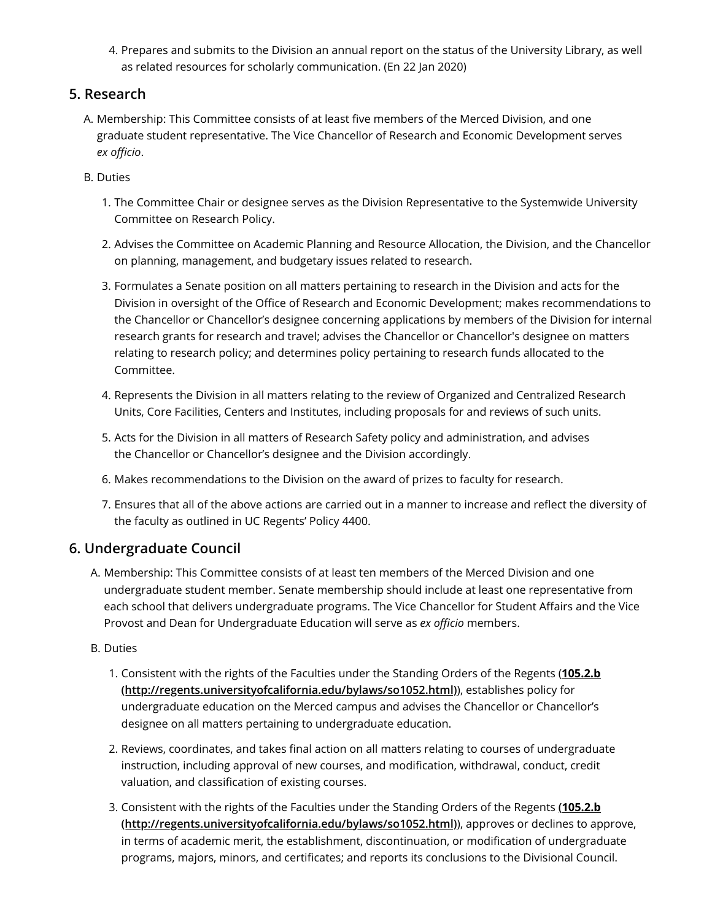4. Prepares and submits to the Division an annual report on the status of the University Library, as well as related resources for scholarly communication. (En 22 Jan 2020)

## 5. Research

A. Membership: This Committee consists of at least five members of the Merced Division, and one graduate student representative. The Vice Chancellor of Research and Economic Development serves *ex officio*.

B. Duties

1. The Committee Chair or designee serves as the Division Representative to the Systemwide University Committee on Research Policy.
2. Advises the Committee on Academic Planning and Resource Allocation, the Division, and the Chancellor on planning, management, and budgetary issues related to research.
3. Formulates a Senate position on all matters pertaining to research in the Division and acts for the Division in oversight of the Office of Research and Economic Development; makes recommendations to the Chancellor or Chancellor's designee concerning applications by members of the Division for internal research grants for research and travel; advises the Chancellor or Chancellor's designee on matters relating to research policy; and determines policy pertaining to research funds allocated to the Committee.
4. Represents the Division in all matters relating to the review of Organized and Centralized Research Units, Core Facilities, Centers and Institutes, including proposals for and reviews of such units.
5. Acts for the Division in all matters of Research Safety policy and administration, and advises the Chancellor or Chancellor's designee and the Division accordingly.
6. Makes recommendations to the Division on the award of prizes to faculty for research.
7. Ensures that all of the above actions are carried out in a manner to increase and reflect the diversity of the faculty as outlined in UC Regents' Policy 4400.

## 6. Undergraduate Council

A. Membership: This Committee consists of at least ten members of the Merced Division and one undergraduate student member. Senate membership should include at least one representative from each school that delivers undergraduate programs. The Vice Chancellor for Student Affairs and the Vice Provost and Dean for Undergraduate Education will serve as *ex officio* members.

B. Duties

1. Consistent with the rights of the Faculties under the Standing Orders of the Regents (**105.2.b (http://regents.universityofcalifornia.edu/bylaws/so1052.html)**), establishes policy for undergraduate education on the Merced campus and advises the Chancellor or Chancellor's designee on all matters pertaining to undergraduate education.
2. Reviews, coordinates, and takes final action on all matters relating to courses of undergraduate instruction, including approval of new courses, and modification, withdrawal, conduct, credit valuation, and classification of existing courses.
3. Consistent with the rights of the Faculties under the Standing Orders of the Regents **(105.2.b (http://regents.universityofcalifornia.edu/bylaws/so1052.html)**), approves or declines to approve, in terms of academic merit, the establishment, discontinuation, or modification of undergraduate programs, majors, minors, and certificates; and reports its conclusions to the Divisional Council.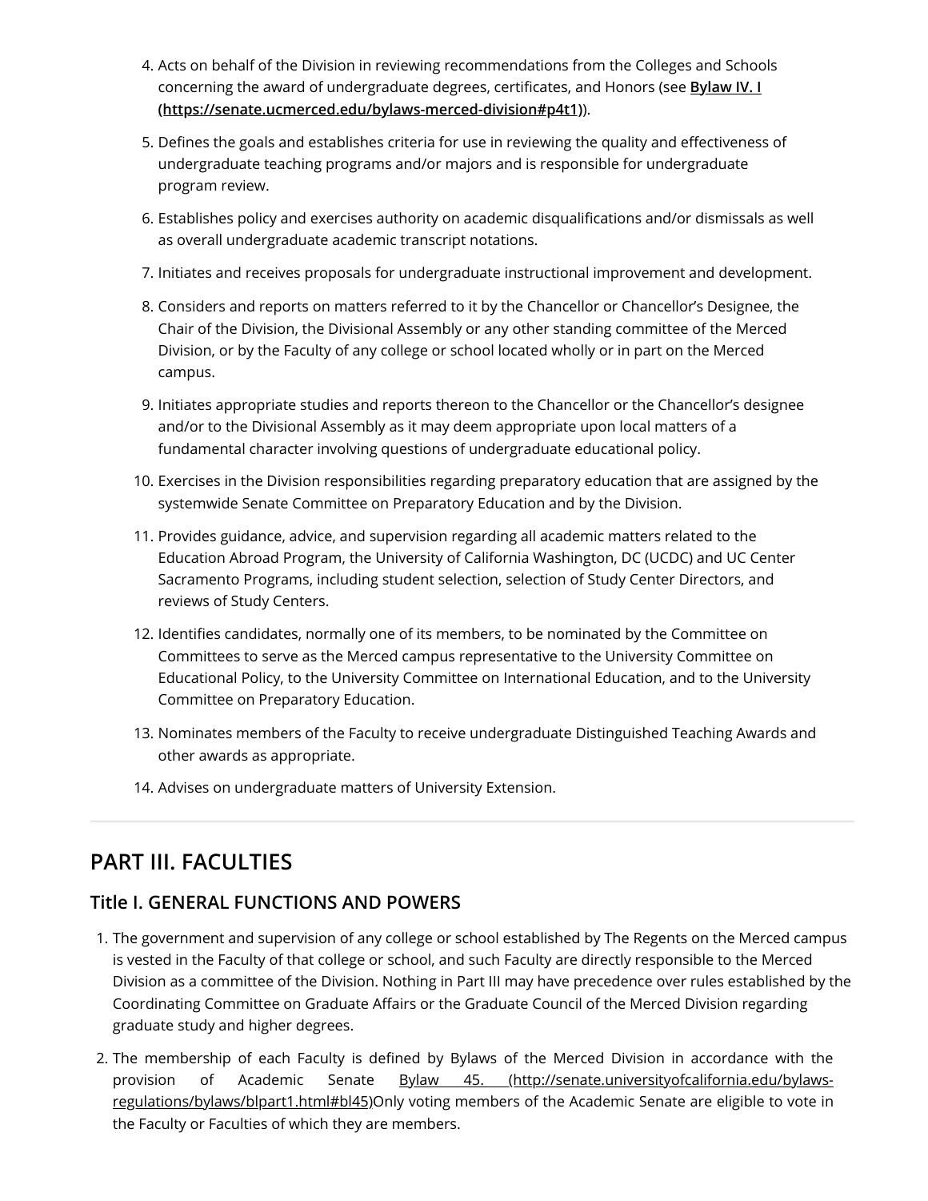4. Acts on behalf of the Division in reviewing recommendations from the Colleges and Schools concerning the award of undergraduate degrees, certificates, and Honors (see **Bylaw IV. I (https://senate.ucmerced.edu/bylaws-merced-division#p4t1)**).
5. Defines the goals and establishes criteria for use in reviewing the quality and effectiveness of undergraduate teaching programs and/or majors and is responsible for undergraduate program review.
6. Establishes policy and exercises authority on academic disqualifications and/or dismissals as well as overall undergraduate academic transcript notations.
7. Initiates and receives proposals for undergraduate instructional improvement and development.
8. Considers and reports on matters referred to it by the Chancellor or Chancellor's Designee, the Chair of the Division, the Divisional Assembly or any other standing committee of the Merced Division, or by the Faculty of any college or school located wholly or in part on the Merced campus.
9. Initiates appropriate studies and reports thereon to the Chancellor or the Chancellor's designee and/or to the Divisional Assembly as it may deem appropriate upon local matters of a fundamental character involving questions of undergraduate educational policy.
10. Exercises in the Division responsibilities regarding preparatory education that are assigned by the systemwide Senate Committee on Preparatory Education and by the Division.
11. Provides guidance, advice, and supervision regarding all academic matters related to the Education Abroad Program, the University of California Washington, DC (UCDC) and UC Center Sacramento Programs, including student selection, selection of Study Center Directors, and reviews of Study Centers.
12. Identifies candidates, normally one of its members, to be nominated by the Committee on Committees to serve as the Merced campus representative to the University Committee on Educational Policy, to the University Committee on International Education, and to the University Committee on Preparatory Education.
13. Nominates members of the Faculty to receive undergraduate Distinguished Teaching Awards and other awards as appropriate.
14. Advises on undergraduate matters of University Extension.

---

## PART III. FACULTIES

### Title I. GENERAL FUNCTIONS AND POWERS

1. The government and supervision of any college or school established by The Regents on the Merced campus is vested in the Faculty of that college or school, and such Faculty are directly responsible to the Merced Division as a committee of the Division. Nothing in Part III may have precedence over rules established by the Coordinating Committee on Graduate Affairs or the Graduate Council of the Merced Division regarding graduate study and higher degrees.
2. The membership of each Faculty is defined by Bylaws of the Merced Division in accordance with the provision of Academic Senate Bylaw 45. (http://senate.universityofcalifornia.edu/bylaws-regulations/bylaws/blpart1.html#bl45)Only voting members of the Academic Senate are eligible to vote in the Faculty or Faculties of which they are members.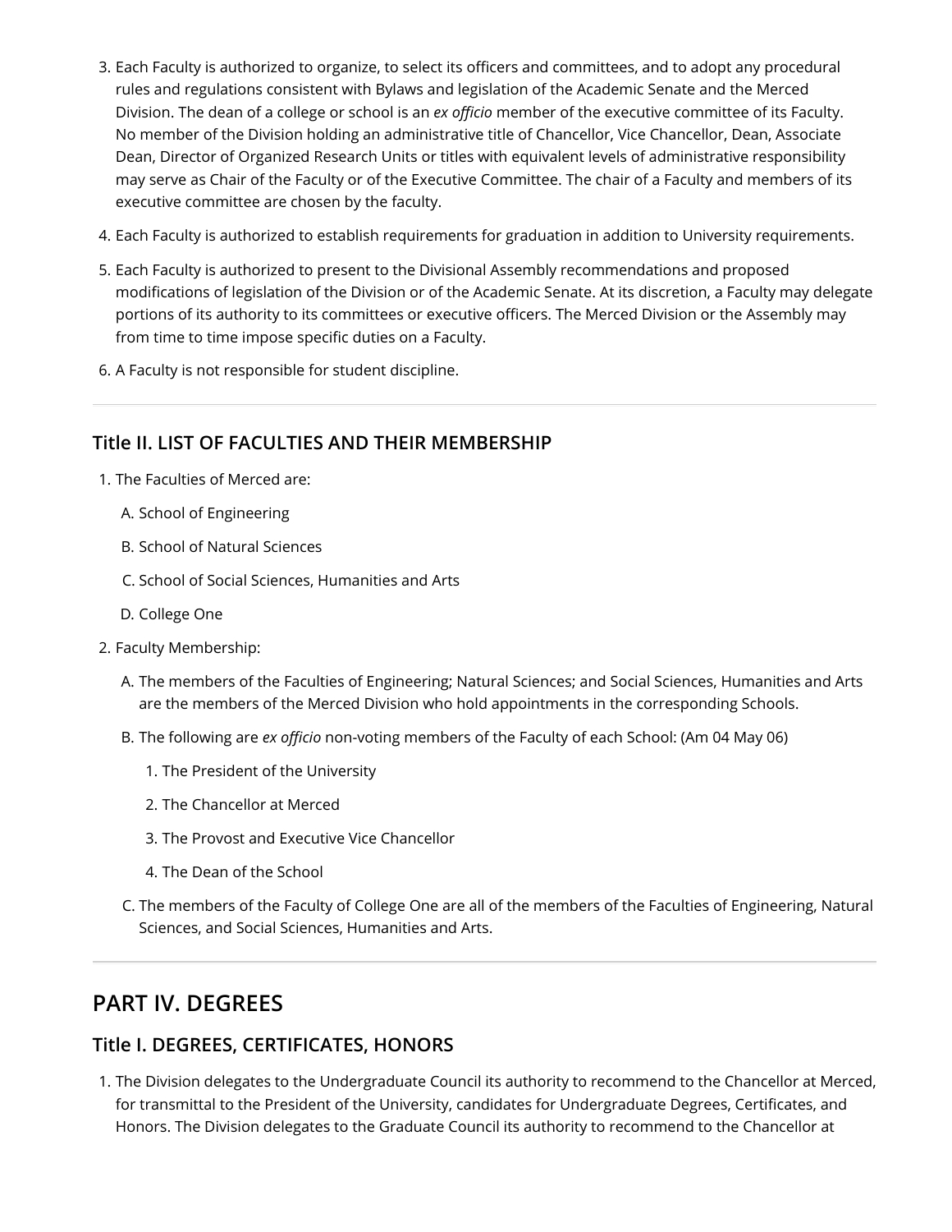3. Each Faculty is authorized to organize, to select its officers and committees, and to adopt any procedural rules and regulations consistent with Bylaws and legislation of the Academic Senate and the Merced Division. The dean of a college or school is an *ex officio* member of the executive committee of its Faculty. No member of the Division holding an administrative title of Chancellor, Vice Chancellor, Dean, Associate Dean, Director of Organized Research Units or titles with equivalent levels of administrative responsibility may serve as Chair of the Faculty or of the Executive Committee. The chair of a Faculty and members of its executive committee are chosen by the faculty.
4. Each Faculty is authorized to establish requirements for graduation in addition to University requirements.
5. Each Faculty is authorized to present to the Divisional Assembly recommendations and proposed modifications of legislation of the Division or of the Academic Senate. At its discretion, a Faculty may delegate portions of its authority to its committees or executive officers. The Merced Division or the Assembly may from time to time impose specific duties on a Faculty.
6. A Faculty is not responsible for student discipline.

---

### Title II. LIST OF FACULTIES AND THEIR MEMBERSHIP

1. The Faculties of Merced are:
   A. School of Engineering
   B. School of Natural Sciences
   C. School of Social Sciences, Humanities and Arts
   D. College One
2. Faculty Membership:
   A. The members of the Faculties of Engineering; Natural Sciences; and Social Sciences, Humanities and Arts are the members of the Merced Division who hold appointments in the corresponding Schools.
   B. The following are *ex officio* non-voting members of the Faculty of each School: (Am 04 May 06)
      1. The President of the University
      2. The Chancellor at Merced
      3. The Provost and Executive Vice Chancellor
      4. The Dean of the School
   C. The members of the Faculty of College One are all of the members of the Faculties of Engineering, Natural Sciences, and Social Sciences, Humanities and Arts.

---

## PART IV. DEGREES

### Title I. DEGREES, CERTIFICATES, HONORS

1. The Division delegates to the Undergraduate Council its authority to recommend to the Chancellor at Merced, for transmittal to the President of the University, candidates for Undergraduate Degrees, Certificates, and Honors. The Division delegates to the Graduate Council its authority to recommend to the Chancellor at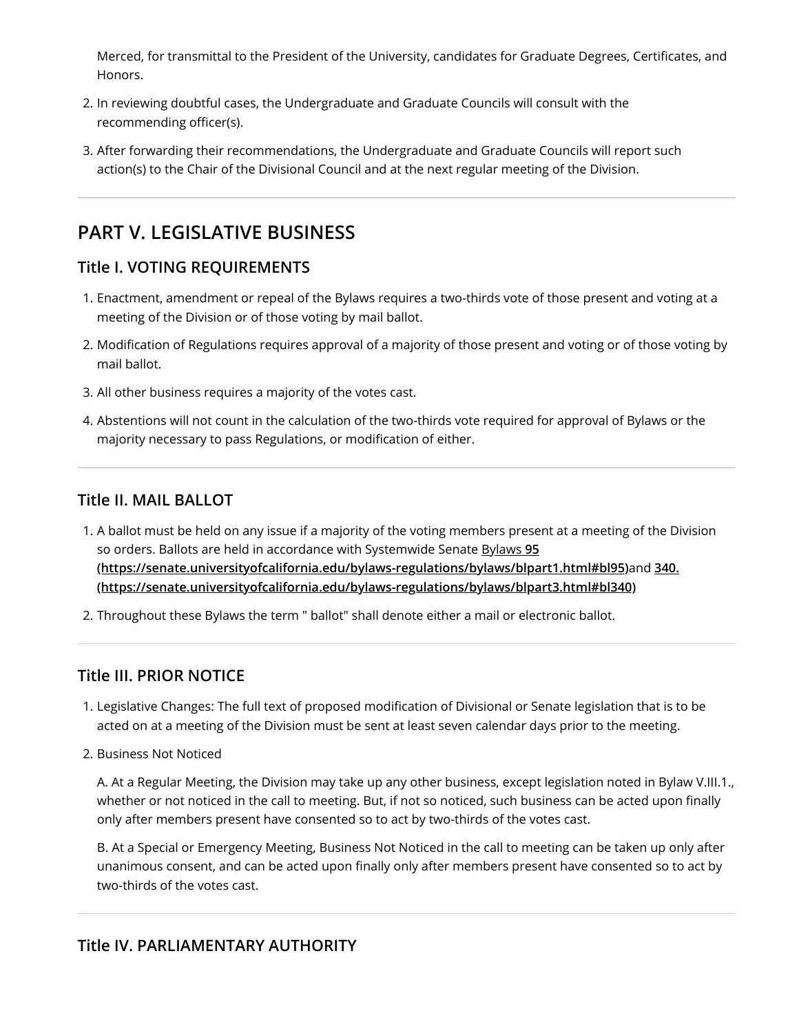Merced, for transmittal to the President of the University, candidates for Graduate Degrees, Certificates, and Honors.

2. In reviewing doubtful cases, the Undergraduate and Graduate Councils will consult with the recommending officer(s).
3. After forwarding their recommendations, the Undergraduate and Graduate Councils will report such action(s) to the Chair of the Divisional Council and at the next regular meeting of the Division.

---

# PART V. LEGISLATIVE BUSINESS

## Title I. VOTING REQUIREMENTS

1. Enactment, amendment or repeal of the Bylaws requires a two-thirds vote of those present and voting at a meeting of the Division or of those voting by mail ballot.
2. Modification of Regulations requires approval of a majority of those present and voting or of those voting by mail ballot.
3. All other business requires a majority of the votes cast.
4. Abstentions will not count in the calculation of the two-thirds vote required for approval of Bylaws or the majority necessary to pass Regulations, or modification of either.

---

## Title II. MAIL BALLOT

1. A ballot must be held on any issue if a majority of the voting members present at a meeting of the Division so orders. Ballots are held in accordance with Systemwide Senate Bylaws **95 (https://senate.universityofcalifornia.edu/bylaws-regulations/bylaws/blpart1.html#bl95)** and **340. (https://senate.universityofcalifornia.edu/bylaws-regulations/bylaws/blpart3.html#bl340)**
2. Throughout these Bylaws the term " ballot" shall denote either a mail or electronic ballot.

---

## Title III. PRIOR NOTICE

1. Legislative Changes: The full text of proposed modification of Divisional or Senate legislation that is to be acted on at a meeting of the Division must be sent at least seven calendar days prior to the meeting.
2. Business Not Noticed

   A. At a Regular Meeting, the Division may take up any other business, except legislation noted in Bylaw V.III.1., whether or not noticed in the call to meeting. But, if not so noticed, such business can be acted upon finally only after members present have consented so to act by two-thirds of the votes cast.

   B. At a Special or Emergency Meeting, Business Not Noticed in the call to meeting can be taken up only after unanimous consent, and can be acted upon finally only after members present have consented so to act by two-thirds of the votes cast.

---

## Title IV. PARLIAMENTARY AUTHORITY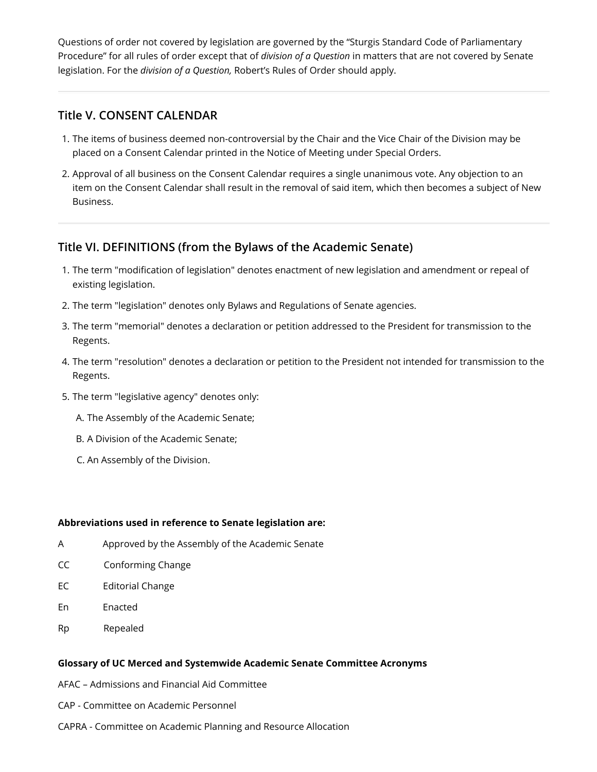Questions of order not covered by legislation are governed by the "Sturgis Standard Code of Parliamentary Procedure" for all rules of order except that of *division of a Question* in matters that are not covered by Senate legislation. For the *division of a Question,* Robert's Rules of Order should apply.

## Title V. CONSENT CALENDAR

1. The items of business deemed non-controversial by the Chair and the Vice Chair of the Division may be placed on a Consent Calendar printed in the Notice of Meeting under Special Orders.
2. Approval of all business on the Consent Calendar requires a single unanimous vote. Any objection to an item on the Consent Calendar shall result in the removal of said item, which then becomes a subject of New Business.

## Title VI. DEFINITIONS (from the Bylaws of the Academic Senate)

1. The term "modification of legislation" denotes enactment of new legislation and amendment or repeal of existing legislation.
2. The term "legislation" denotes only Bylaws and Regulations of Senate agencies.
3. The term "memorial" denotes a declaration or petition addressed to the President for transmission to the Regents.
4. The term "resolution" denotes a declaration or petition to the President not intended for transmission to the Regents.
5. The term "legislative agency" denotes only:

   A. The Assembly of the Academic Senate;

   B. A Division of the Academic Senate;

   C. An Assembly of the Division.

**Abbreviations used in reference to Senate legislation are:**

A Approved by the Assembly of the Academic Senate

CC Conforming Change

EC Editorial Change

En Enacted

Rp Repealed

**Glossary of UC Merced and Systemwide Academic Senate Committee Acronyms**

AFAC – Admissions and Financial Aid Committee

CAP - Committee on Academic Personnel

CAPRA - Committee on Academic Planning and Resource Allocation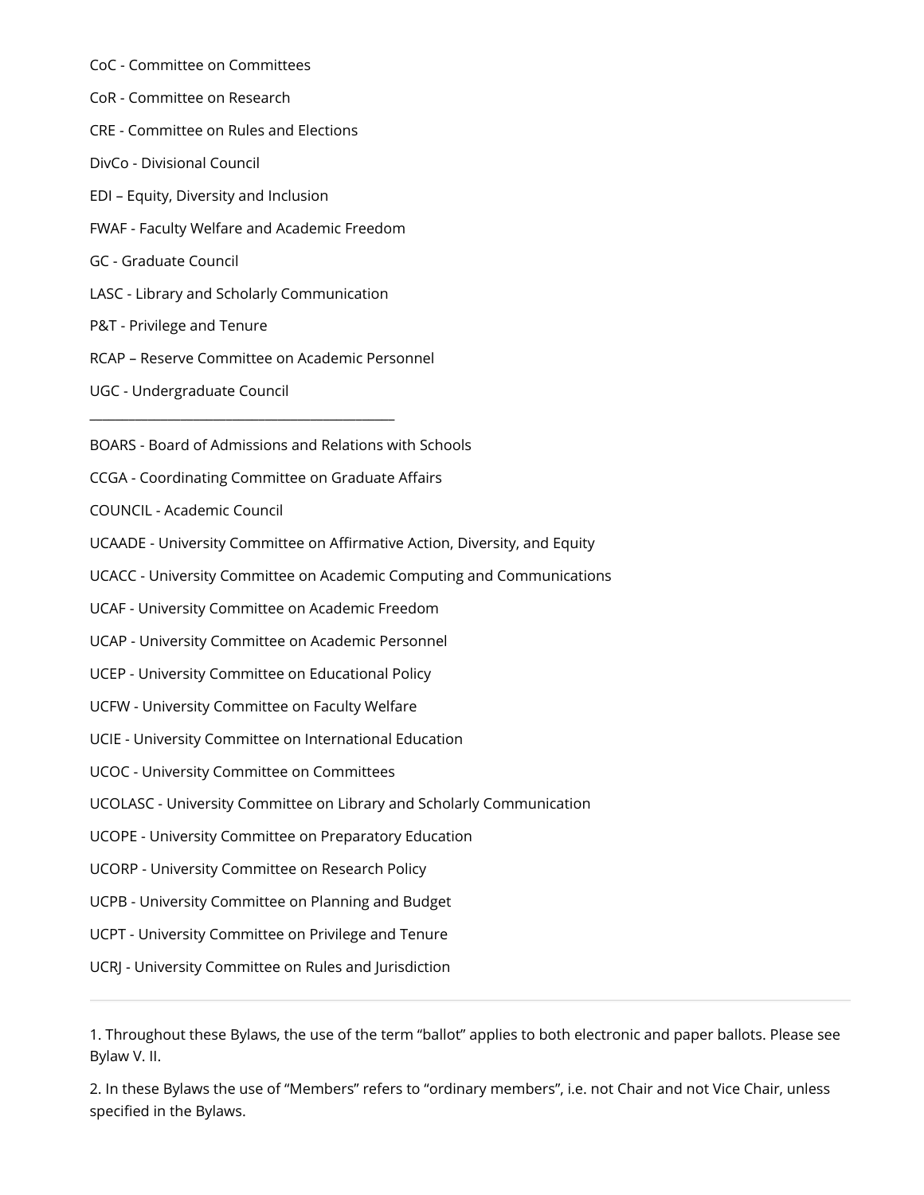CoC - Committee on Committees

CoR - Committee on Research

CRE - Committee on Rules and Elections

DivCo - Divisional Council

EDI – Equity, Diversity and Inclusion

FWAF - Faculty Welfare and Academic Freedom

GC - Graduate Council

LASC - Library and Scholarly Communication

P&T - Privilege and Tenure

RCAP – Reserve Committee on Academic Personnel

UGC - Undergraduate Council

_______________________________________________

BOARS - Board of Admissions and Relations with Schools

CCGA - Coordinating Committee on Graduate Affairs

COUNCIL - Academic Council

UCAADE - University Committee on Affirmative Action, Diversity, and Equity

UCACC - University Committee on Academic Computing and Communications

UCAF - University Committee on Academic Freedom

UCAP - University Committee on Academic Personnel

UCEP - University Committee on Educational Policy

UCFW - University Committee on Faculty Welfare

UCIE - University Committee on International Education

UCOC - University Committee on Committees

UCOLASC - University Committee on Library and Scholarly Communication

UCOPE - University Committee on Preparatory Education

UCORP - University Committee on Research Policy

UCPB - University Committee on Planning and Budget

UCPT - University Committee on Privilege and Tenure

UCRJ - University Committee on Rules and Jurisdiction

---

1. Throughout these Bylaws, the use of the term "ballot" applies to both electronic and paper ballots. Please see Bylaw V. II.

2. In these Bylaws the use of "Members" refers to "ordinary members", i.e. not Chair and not Vice Chair, unless specified in the Bylaws.